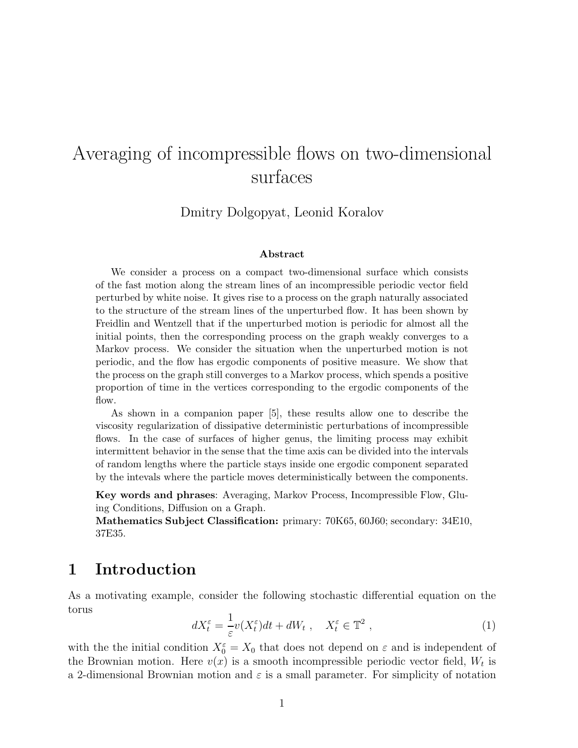# Averaging of incompressible flows on two-dimensional surfaces

Dmitry Dolgopyat, Leonid Koralov

### Abstract

We consider a process on a compact two-dimensional surface which consists of the fast motion along the stream lines of an incompressible periodic vector field perturbed by white noise. It gives rise to a process on the graph naturally associated to the structure of the stream lines of the unperturbed flow. It has been shown by Freidlin and Wentzell that if the unperturbed motion is periodic for almost all the initial points, then the corresponding process on the graph weakly converges to a Markov process. We consider the situation when the unperturbed motion is not periodic, and the flow has ergodic components of positive measure. We show that the process on the graph still converges to a Markov process, which spends a positive proportion of time in the vertices corresponding to the ergodic components of the flow.

As shown in a companion paper [5], these results allow one to describe the viscosity regularization of dissipative deterministic perturbations of incompressible flows. In the case of surfaces of higher genus, the limiting process may exhibit intermittent behavior in the sense that the time axis can be divided into the intervals of random lengths where the particle stays inside one ergodic component separated by the intevals where the particle moves deterministically between the components.

**Key words and phrases**: Averaging, Markov Process, Incompressible Flow, Gluing Conditions, Diffusion on a Graph.

**Mathematics Subject Classification:** primary: 70K65, 60J60; secondary: 34E10, 37E35.

## 1 Introduction

As a motivating example, consider the following stochastic differential equation on the torus

$$dX_t^\varepsilon = \frac{1}{\varepsilon} v(X_t^\varepsilon)dt + dW_t \ , \quad X_t^\varepsilon \in \mathbb{T}^2 \ , \tag{1}$$

with the the initial condition $X_0^\varepsilon = X_0$ that does not depend on $\varepsilon$ and is independent of the Brownian motion. Here $v(x)$ is a smooth incompressible periodic vector field, $W_t$ is a 2-dimensional Brownian motion and $\varepsilon$ is a small parameter. For simplicity of notation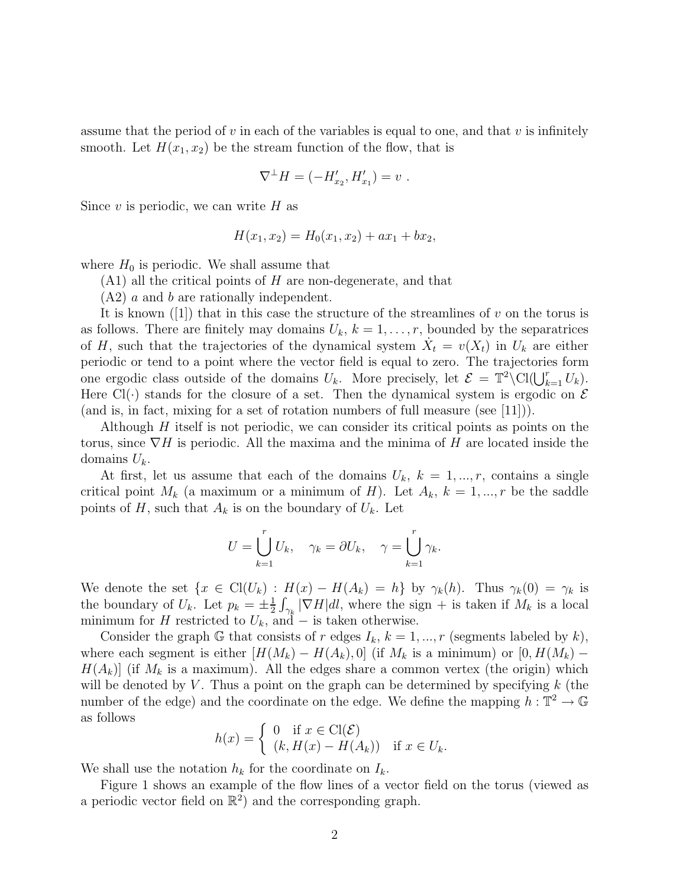assume that the period of $v$ in each of the variables is equal to one, and that $v$ is infinitely smooth. Let $H(x_1, x_2)$ be the stream function of the flow, that is

$$\nabla^{\perp} H = (-H'_{x_2}, H'_{x_1}) = v \ .$$

Since $v$ is periodic, we can write $H$ as

$$H(x_1, x_2) = H_0(x_1, x_2) + a x_1 + b x_2,$$

where $H_0$ is periodic. We shall assume that

(A1) all the critical points of $H$ are non-degenerate, and that

(A2) $a$ and $b$ are rationally independent.

It is known ([1]) that in this case the structure of the streamlines of $v$ on the torus is as follows. There are finitely may domains $U_k$, $k = 1, \ldots, r$, bounded by the separatrices of $H$, such that the trajectories of the dynamical system $\dot{X}_t = v(X_t)$ in $U_k$ are either periodic or tend to a point where the vector field is equal to zero. The trajectories form one ergodic class outside of the domains $U_k$. More precisely, let $\mathcal{E} = \mathbb{T}^2 \backslash \mathrm{Cl}(\bigcup_{k=1}^{r} U_k)$. Here $\mathrm{Cl}(\cdot)$ stands for the closure of a set. Then the dynamical system is ergodic on $\mathcal{E}$ (and is, in fact, mixing for a set of rotation numbers of full measure (see [11])).

Although $H$ itself is not periodic, we can consider its critical points as points on the torus, since $\nabla H$ is periodic. All the maxima and the minima of $H$ are located inside the domains $U_k$.

At first, let us assume that each of the domains $U_k$, $k = 1, ..., r$, contains a single critical point $M_k$ (a maximum or a minimum of $H$). Let $A_k$, $k = 1, ..., r$ be the saddle points of $H$, such that $A_k$ is on the boundary of $U_k$. Let

$$U = \bigcup_{k=1}^{r} U_k, \quad \gamma_k = \partial U_k, \quad \gamma = \bigcup_{k=1}^{r} \gamma_k.$$

We denote the set $\{x \in \mathrm{Cl}(U_k) : H(x) - H(A_k) = h\}$ by $\gamma_k(h)$. Thus $\gamma_k(0) = \gamma_k$ is the boundary of $U_k$. Let $p_k = \pm \frac{1}{2} \int_{\gamma_k} |\nabla H| dl$, where the sign $+$ is taken if $M_k$ is a local minimum for $H$ restricted to $U_k$, and $-$ is taken otherwise.

Consider the graph $\mathbb{G}$ that consists of $r$ edges $I_k$, $k = 1, ..., r$ (segments labeled by $k$), where each segment is either $[H(M_k) - H(A_k), 0]$ (if $M_k$ is a minimum) or $[0, H(M_k) - H(A_k)]$ (if $M_k$ is a maximum). All the edges share a common vertex (the origin) which will be denoted by $V$. Thus a point on the graph can be determined by specifying $k$ (the number of the edge) and the coordinate on the edge. We define the mapping $h : \mathbb{T}^2 \to \mathbb{G}$ as follows

$$h(x) = \begin{cases} 0 & \text{if } x \in \mathrm{Cl}(\mathcal{E}) \\ (k, H(x) - H(A_k)) & \text{if } x \in U_k. \end{cases}$$

We shall use the notation $h_k$ for the coordinate on $I_k$.

Figure 1 shows an example of the flow lines of a vector field on the torus (viewed as a periodic vector field on $\mathbb{R}^2$) and the corresponding graph.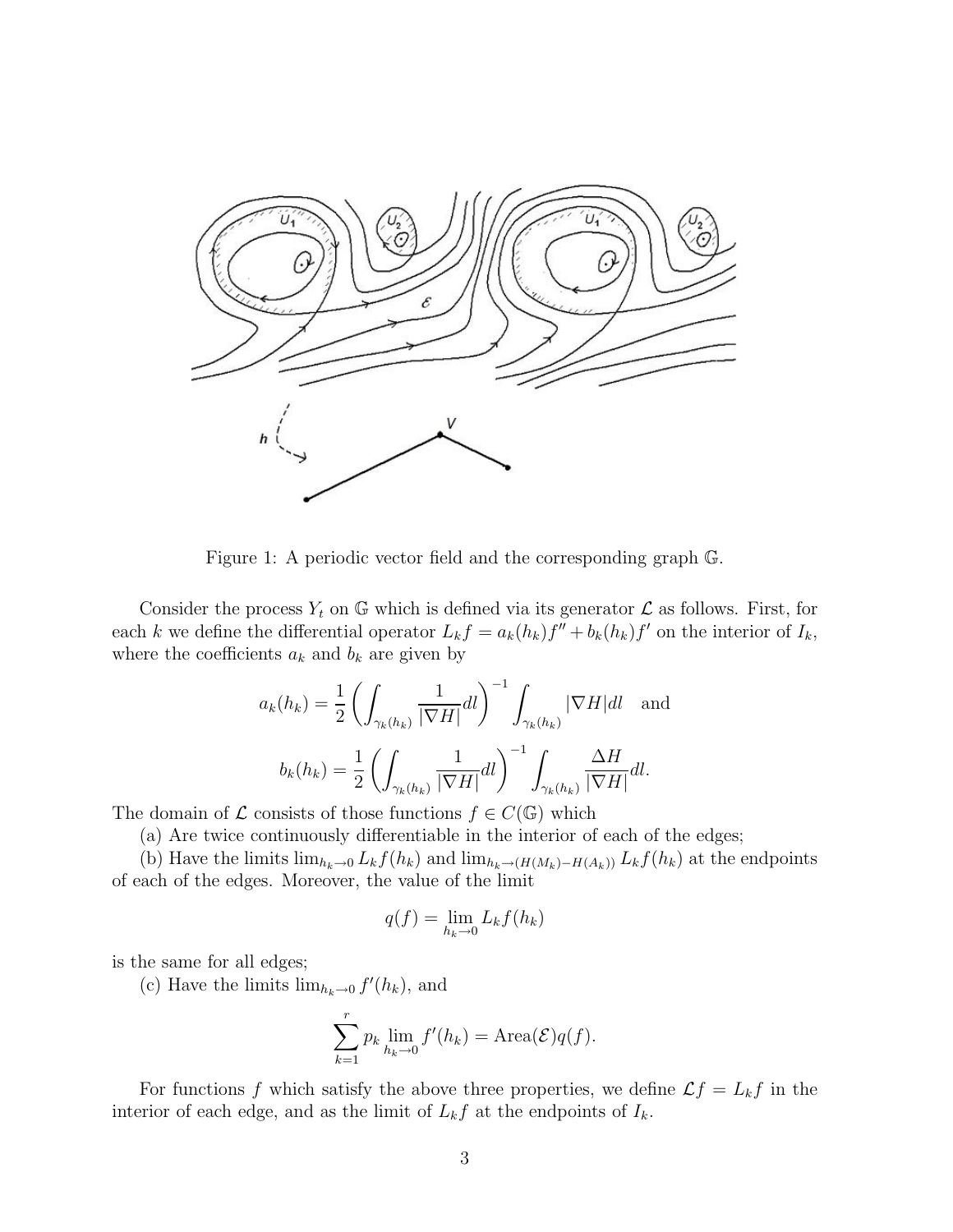Figure 1: A periodic vector field and the corresponding graph $\mathbb{G}$.

Consider the process $Y_t$ on $\mathbb{G}$ which is defined via its generator $\mathcal{L}$ as follows. First, for each $k$ we define the differential operator $L_k f = a_k(h_k) f'' + b_k(h_k) f'$ on the interior of $I_k$, where the coefficients $a_k$ and $b_k$ are given by

$$a_k(h_k) = \frac{1}{2} \left( \int_{\gamma_k(h_k)} \frac{1}{|\nabla H|} dl \right)^{-1} \int_{\gamma_k(h_k)} |\nabla H| dl \quad \text{and}$$

$$b_k(h_k) = \frac{1}{2} \left( \int_{\gamma_k(h_k)} \frac{1}{|\nabla H|} dl \right)^{-1} \int_{\gamma_k(h_k)} \frac{\Delta H}{|\nabla H|} dl.$$

The domain of $\mathcal{L}$ consists of those functions $f \in C(\mathbb{G})$ which

(a) Are twice continuously differentiable in the interior of each of the edges;

(b) Have the limits $\lim_{h_k \to 0} L_k f(h_k)$ and $\lim_{h_k \to (H(M_k) - H(A_k))} L_k f(h_k)$ at the endpoints of each of the edges. Moreover, the value of the limit

$$q(f) = \lim_{h_k \to 0} L_k f(h_k)$$

is the same for all edges;

(c) Have the limits $\lim_{h_k \to 0} f'(h_k)$, and

$$\sum_{k=1}^{r} p_k \lim_{h_k \to 0} f'(h_k) = \text{Area}(\mathcal{E}) q(f).$$

For functions $f$ which satisfy the above three properties, we define $\mathcal{L} f = L_k f$ in the interior of each edge, and as the limit of $L_k f$ at the endpoints of $I_k$.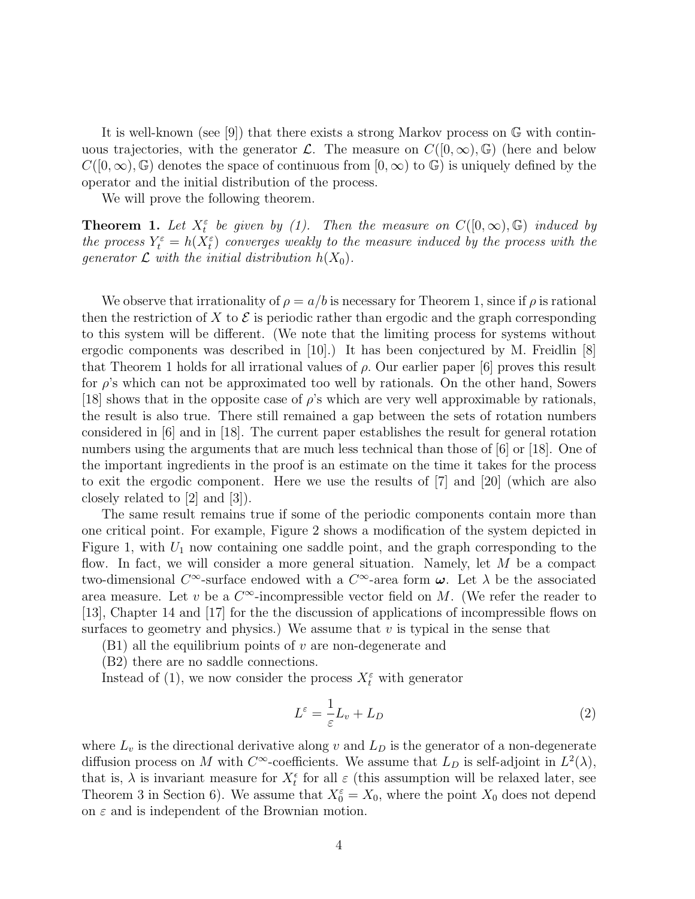It is well-known (see [9]) that there exists a strong Markov process on $\mathbb{G}$ with continuous trajectories, with the generator $\mathcal{L}$. The measure on $C([0,\infty),\mathbb{G})$ (here and below $C([0,\infty),\mathbb{G})$ denotes the space of continuous from $[0,\infty)$ to $\mathbb{G}$) is uniquely defined by the operator and the initial distribution of the process.

We will prove the following theorem.

**Theorem 1.** *Let $X_t^\varepsilon$ be given by (1). Then the measure on $C([0,\infty),\mathbb{G})$ induced by the process $Y_t^\varepsilon = h(X_t^\varepsilon)$ converges weakly to the measure induced by the process with the generator $\mathcal{L}$ with the initial distribution $h(X_0)$.*

We observe that irrationality of $\rho = a/b$ is necessary for Theorem 1, since if $\rho$ is rational then the restriction of $X$ to $\mathcal{E}$ is periodic rather than ergodic and the graph corresponding to this system will be different. (We note that the limiting process for systems without ergodic components was described in [10].) It has been conjectured by M. Freidlin [8] that Theorem 1 holds for all irrational values of $\rho$. Our earlier paper [6] proves this result for $\rho$'s which can not be approximated too well by rationals. On the other hand, Sowers [18] shows that in the opposite case of $\rho$'s which are very well approximable by rationals, the result is also true. There still remained a gap between the sets of rotation numbers considered in [6] and in [18]. The current paper establishes the result for general rotation numbers using the arguments that are much less technical than those of [6] or [18]. One of the important ingredients in the proof is an estimate on the time it takes for the process to exit the ergodic component. Here we use the results of [7] and [20] (which are also closely related to [2] and [3]).

The same result remains true if some of the periodic components contain more than one critical point. For example, Figure 2 shows a modification of the system depicted in Figure 1, with $U_1$ now containing one saddle point, and the graph corresponding to the flow. In fact, we will consider a more general situation. Namely, let $M$ be a compact two-dimensional $C^\infty$-surface endowed with a $C^\infty$-area form $\boldsymbol{\omega}$. Let $\lambda$ be the associated area measure. Let $v$ be a $C^\infty$-incompressible vector field on $M$. (We refer the reader to [13], Chapter 14 and [17] for the the discussion of applications of incompressible flows on surfaces to geometry and physics.) We assume that $v$ is typical in the sense that

(B1) all the equilibrium points of $v$ are non-degenerate and

(B2) there are no saddle connections.

Instead of (1), we now consider the process $X_t^\varepsilon$ with generator

$$L^\varepsilon = \frac{1}{\varepsilon} L_v + L_D \tag{2}$$

where $L_v$ is the directional derivative along $v$ and $L_D$ is the generator of a non-degenerate diffusion process on $M$ with $C^\infty$-coefficients. We assume that $L_D$ is self-adjoint in $L^2(\lambda)$, that is, $\lambda$ is invariant measure for $X_t^\epsilon$ for all $\varepsilon$ (this assumption will be relaxed later, see Theorem 3 in Section 6). We assume that $X_0^\varepsilon = X_0$, where the point $X_0$ does not depend on $\varepsilon$ and is independent of the Brownian motion.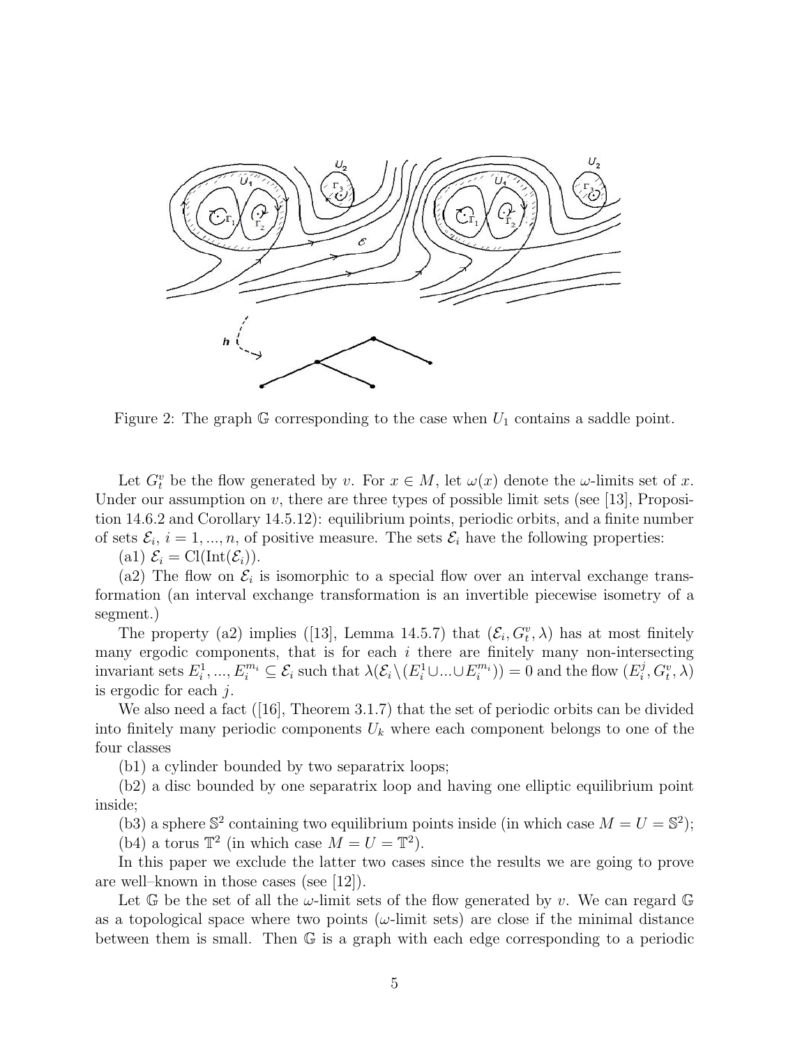Figure 2: The graph $\mathbb{G}$ corresponding to the case when $U_1$ contains a saddle point.

Let $G_t^v$ be the flow generated by $v$. For $x \in M$, let $\omega(x)$ denote the $\omega$-limits set of $x$. Under our assumption on $v$, there are three types of possible limit sets (see [13], Proposition 14.6.2 and Corollary 14.5.12): equilibrium points, periodic orbits, and a finite number of sets $\mathcal{E}_i$, $i = 1, ..., n$, of positive measure. The sets $\mathcal{E}_i$ have the following properties:

(a1) $\mathcal{E}_i = \text{Cl}(\text{Int}(\mathcal{E}_i))$.

(a2) The flow on $\mathcal{E}_i$ is isomorphic to a special flow over an interval exchange transformation (an interval exchange transformation is an invertible piecewise isometry of a segment.)

The property (a2) implies ([13], Lemma 14.5.7) that $(\mathcal{E}_i, G_t^v, \lambda)$ has at most finitely many ergodic components, that is for each $i$ there are finitely many non-intersecting invariant sets $E_i^1, ..., E_i^{m_i} \subseteq \mathcal{E}_i$ such that $\lambda(\mathcal{E}_i \backslash (E_i^1 \cup ... \cup E_i^{m_i})) = 0$ and the flow $(E_i^j, G_t^v, \lambda)$ is ergodic for each $j$.

We also need a fact ([16], Theorem 3.1.7) that the set of periodic orbits can be divided into finitely many periodic components $U_k$ where each component belongs to one of the four classes

(b1) a cylinder bounded by two separatrix loops;

(b2) a disc bounded by one separatrix loop and having one elliptic equilibrium point inside;

(b3) a sphere $\mathbb{S}^2$ containing two equilibrium points inside (in which case $M = U = \mathbb{S}^2$);

(b4) a torus $\mathbb{T}^2$ (in which case $M = U = \mathbb{T}^2$).

In this paper we exclude the latter two cases since the results we are going to prove are well–known in those cases (see [12]).

Let $\mathbb{G}$ be the set of all the $\omega$-limit sets of the flow generated by $v$. We can regard $\mathbb{G}$ as a topological space where two points ($\omega$-limit sets) are close if the minimal distance between them is small. Then $\mathbb{G}$ is a graph with each edge corresponding to a periodic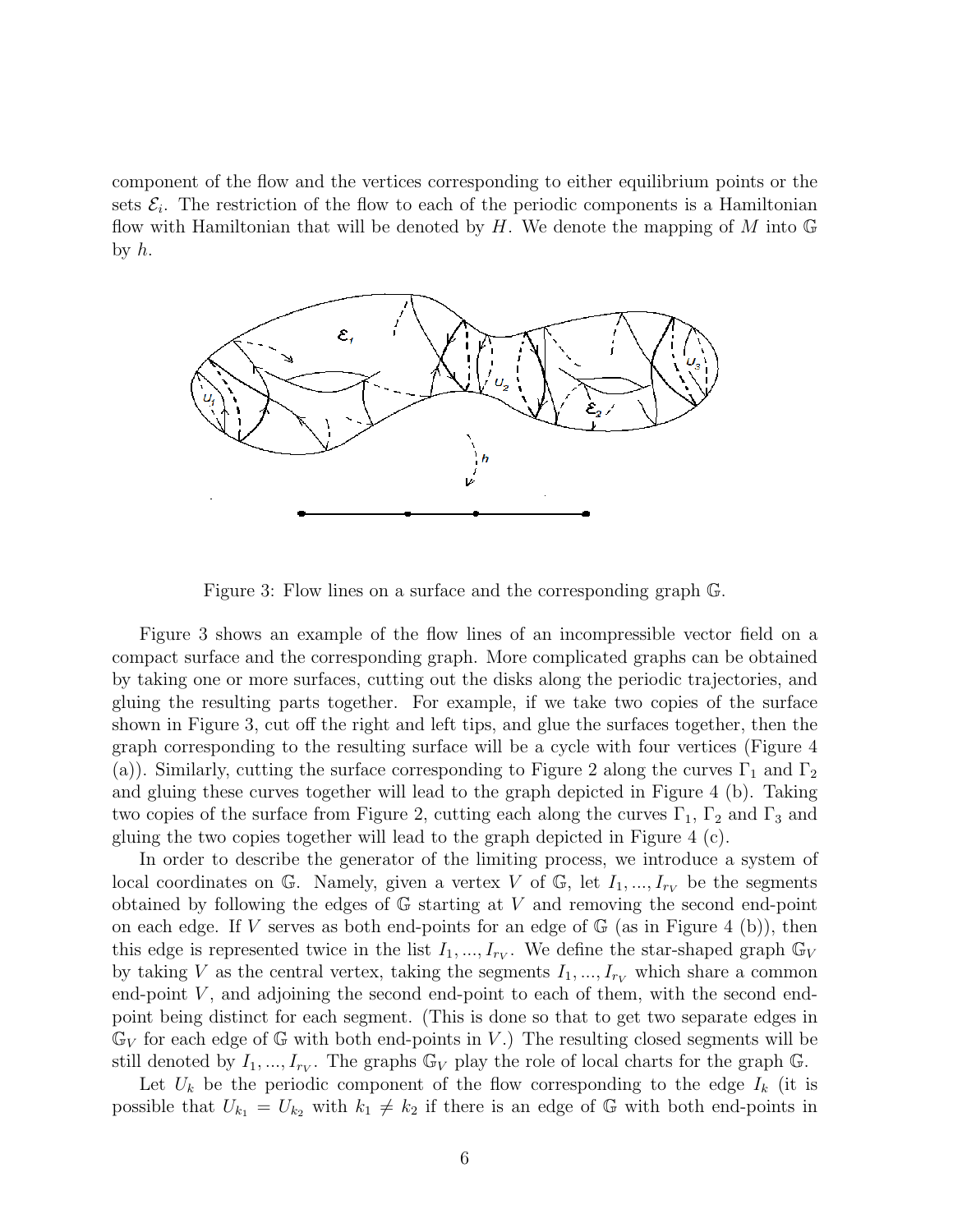component of the flow and the vertices corresponding to either equilibrium points or the sets $\mathcal{E}_i$. The restriction of the flow to each of the periodic components is a Hamiltonian flow with Hamiltonian that will be denoted by $H$. We denote the mapping of $M$ into $\mathbb{G}$ by $h$.

Figure 3: Flow lines on a surface and the corresponding graph $\mathbb{G}$.

Figure 3 shows an example of the flow lines of an incompressible vector field on a compact surface and the corresponding graph. More complicated graphs can be obtained by taking one or more surfaces, cutting out the disks along the periodic trajectories, and gluing the resulting parts together. For example, if we take two copies of the surface shown in Figure 3, cut off the right and left tips, and glue the surfaces together, then the graph corresponding to the resulting surface will be a cycle with four vertices (Figure 4 (a)). Similarly, cutting the surface corresponding to Figure 2 along the curves $\Gamma_1$ and $\Gamma_2$ and gluing these curves together will lead to the graph depicted in Figure 4 (b). Taking two copies of the surface from Figure 2, cutting each along the curves $\Gamma_1$, $\Gamma_2$ and $\Gamma_3$ and gluing the two copies together will lead to the graph depicted in Figure 4 (c).

In order to describe the generator of the limiting process, we introduce a system of local coordinates on $\mathbb{G}$. Namely, given a vertex $V$ of $\mathbb{G}$, let $I_1, ..., I_{r_V}$ be the segments obtained by following the edges of $\mathbb{G}$ starting at $V$ and removing the second end-point on each edge. If $V$ serves as both end-points for an edge of $\mathbb{G}$ (as in Figure 4 (b)), then this edge is represented twice in the list $I_1, ..., I_{r_V}$. We define the star-shaped graph $\mathbb{G}_V$ by taking $V$ as the central vertex, taking the segments $I_1, ..., I_{r_V}$ which share a common end-point $V$, and adjoining the second end-point to each of them, with the second end-point being distinct for each segment. (This is done so that to get two separate edges in $\mathbb{G}_V$ for each edge of $\mathbb{G}$ with both end-points in $V$.) The resulting closed segments will be still denoted by $I_1, ..., I_{r_V}$. The graphs $\mathbb{G}_V$ play the role of local charts for the graph $\mathbb{G}$.

Let $U_k$ be the periodic component of the flow corresponding to the edge $I_k$ (it is possible that $U_{k_1} = U_{k_2}$ with $k_1 \neq k_2$ if there is an edge of $\mathbb{G}$ with both end-points in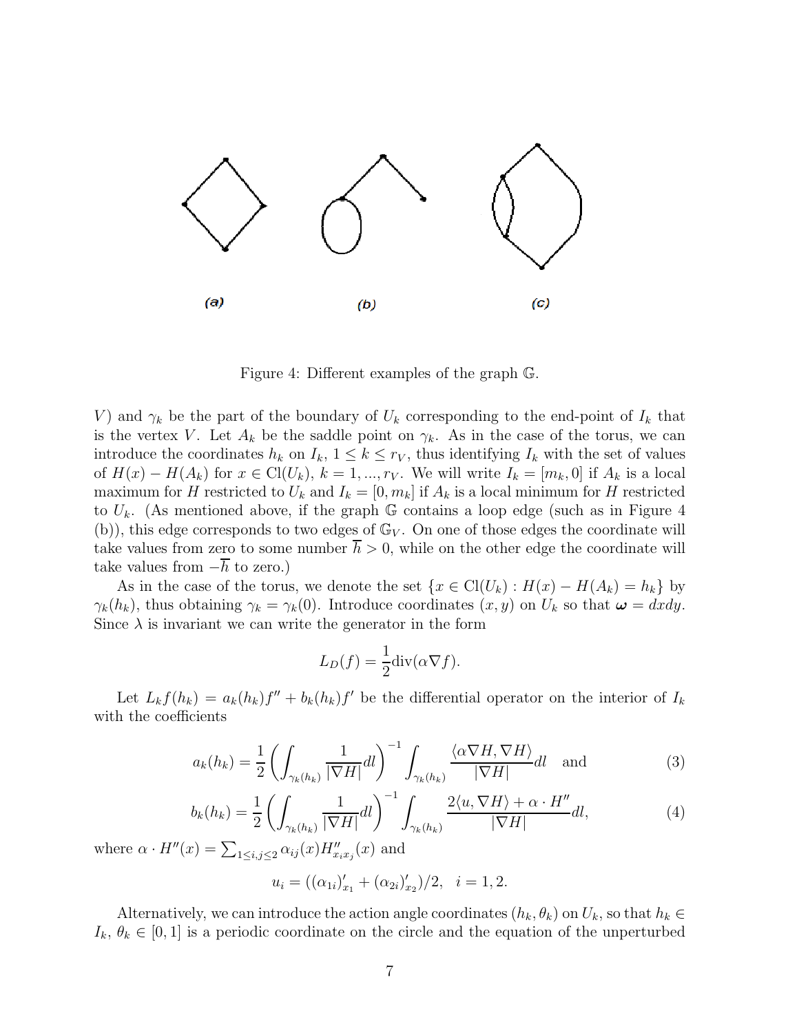(a) (b) (c)

Figure 4: Different examples of the graph $\mathbb{G}$.

$V$) and $\gamma_k$ be the part of the boundary of $U_k$ corresponding to the end-point of $I_k$ that is the vertex $V$. Let $A_k$ be the saddle point on $\gamma_k$. As in the case of the torus, we can introduce the coordinates $h_k$ on $I_k$, $1 \leq k \leq r_V$, thus identifying $I_k$ with the set of values of $H(x) - H(A_k)$ for $x \in \mathrm{Cl}(U_k)$, $k = 1, ..., r_V$. We will write $I_k = [m_k, 0]$ if $A_k$ is a local maximum for $H$ restricted to $U_k$ and $I_k = [0, m_k]$ if $A_k$ is a local minimum for $H$ restricted to $U_k$. (As mentioned above, if the graph $\mathbb{G}$ contains a loop edge (such as in Figure 4 (b)), this edge corresponds to two edges of $\mathbb{G}_V$. On one of those edges the coordinate will take values from zero to some number $\overline{h} > 0$, while on the other edge the coordinate will take values from $-\overline{h}$ to zero.)

As in the case of the torus, we denote the set $\{x \in \mathrm{Cl}(U_k) : H(x) - H(A_k) = h_k\}$ by $\gamma_k(h_k)$, thus obtaining $\gamma_k = \gamma_k(0)$. Introduce coordinates $(x, y)$ on $U_k$ so that $\boldsymbol{\omega} = dxdy$. Since $\lambda$ is invariant we can write the generator in the form

$$L_D(f) = \frac{1}{2}\mathrm{div}(\alpha \nabla f).$$

Let $L_k f(h_k) = a_k(h_k) f'' + b_k(h_k) f'$ be the differential operator on the interior of $I_k$ with the coefficients

$$a_k(h_k) = \frac{1}{2}\left(\int_{\gamma_k(h_k)} \frac{1}{|\nabla H|} dl\right)^{-1} \int_{\gamma_k(h_k)} \frac{\langle \alpha \nabla H, \nabla H \rangle}{|\nabla H|} dl \quad \text{and} \tag{3}$$

$$b_k(h_k) = \frac{1}{2}\left(\int_{\gamma_k(h_k)} \frac{1}{|\nabla H|} dl\right)^{-1} \int_{\gamma_k(h_k)} \frac{2\langle u, \nabla H \rangle + \alpha \cdot H''}{|\nabla H|} dl, \tag{4}$$

where $\alpha \cdot H''(x) = \sum_{1 \leq i,j \leq 2} \alpha_{ij}(x) H''_{x_i x_j}(x)$ and

$$u_i = ((\alpha_{1i})'_{x_1} + (\alpha_{2i})'_{x_2})/2, \quad i = 1, 2.$$

Alternatively, we can introduce the action angle coordinates $(h_k, \theta_k)$ on $U_k$, so that $h_k \in I_k$, $\theta_k \in [0, 1]$ is a periodic coordinate on the circle and the equation of the unperturbed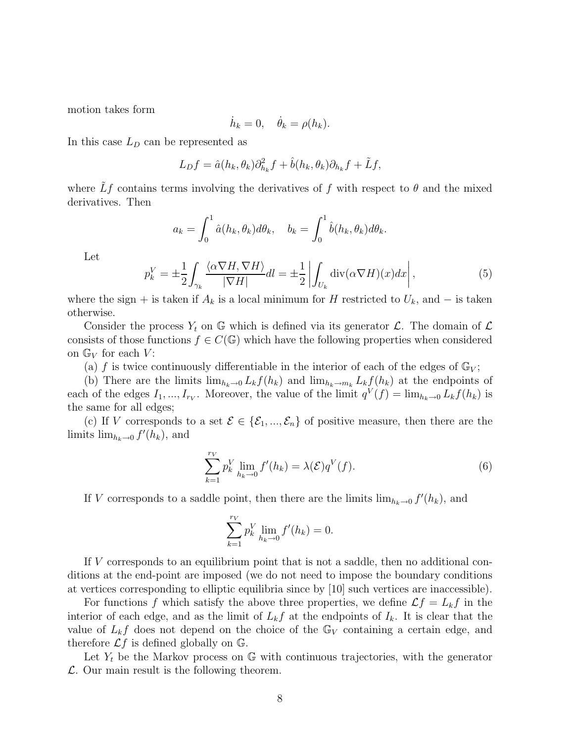motion takes form

$$\dot{h}_k = 0, \quad \dot{\theta}_k = \rho(h_k).$$

In this case $L_D$ can be represented as

$$L_D f = \hat{a}(h_k, \theta_k)\partial^2_{h_k} f + \hat{b}(h_k, \theta_k)\partial_{h_k} f + \tilde{L} f,$$

where $\tilde{L} f$ contains terms involving the derivatives of $f$ with respect to $\theta$ and the mixed derivatives. Then

$$a_k = \int_0^1 \hat{a}(h_k, \theta_k) d\theta_k, \quad b_k = \int_0^1 \hat{b}(h_k, \theta_k) d\theta_k.$$

Let

$$p_k^V = \pm \frac{1}{2} \int_{\gamma_k} \frac{\langle \alpha \nabla H, \nabla H \rangle}{|\nabla H|} dl = \pm \frac{1}{2} \left| \int_{U_k} \mathrm{div}(\alpha \nabla H)(x) dx \right|, \tag{5}$$

where the sign $+$ is taken if $A_k$ is a local minimum for $H$ restricted to $U_k$, and $-$ is taken otherwise.

Consider the process $Y_t$ on $\mathbb{G}$ which is defined via its generator $\mathcal{L}$. The domain of $\mathcal{L}$ consists of those functions $f \in C(\mathbb{G})$ which have the following properties when considered on $\mathbb{G}_V$ for each $V$:

(a) $f$ is twice continuously differentiable in the interior of each of the edges of $\mathbb{G}_V$;

(b) There are the limits $\lim_{h_k \to 0} L_k f(h_k)$ and $\lim_{h_k \to m_k} L_k f(h_k)$ at the endpoints of each of the edges $I_1, ..., I_{r_V}$. Moreover, the value of the limit $q^V(f) = \lim_{h_k \to 0} L_k f(h_k)$ is the same for all edges;

(c) If $V$ corresponds to a set $\mathcal{E} \in \{\mathcal{E}_1, ..., \mathcal{E}_n\}$ of positive measure, then there are the limits $\lim_{h_k \to 0} f'(h_k)$, and

$$\sum_{k=1}^{r_V} p_k^V \lim_{h_k \to 0} f'(h_k) = \lambda(\mathcal{E}) q^V(f). \tag{6}$$

If $V$ corresponds to a saddle point, then there are the limits $\lim_{h_k \to 0} f'(h_k)$, and

$$\sum_{k=1}^{r_V} p_k^V \lim_{h_k \to 0} f'(h_k) = 0.$$

If $V$ corresponds to an equilibrium point that is not a saddle, then no additional conditions at the end-point are imposed (we do not need to impose the boundary conditions at vertices corresponding to elliptic equilibria since by [10] such vertices are inaccessible).

For functions $f$ which satisfy the above three properties, we define $\mathcal{L} f = L_k f$ in the interior of each edge, and as the limit of $L_k f$ at the endpoints of $I_k$. It is clear that the value of $L_k f$ does not depend on the choice of the $\mathbb{G}_V$ containing a certain edge, and therefore $\mathcal{L} f$ is defined globally on $\mathbb{G}$.

Let $Y_t$ be the Markov process on $\mathbb{G}$ with continuous trajectories, with the generator $\mathcal{L}$. Our main result is the following theorem.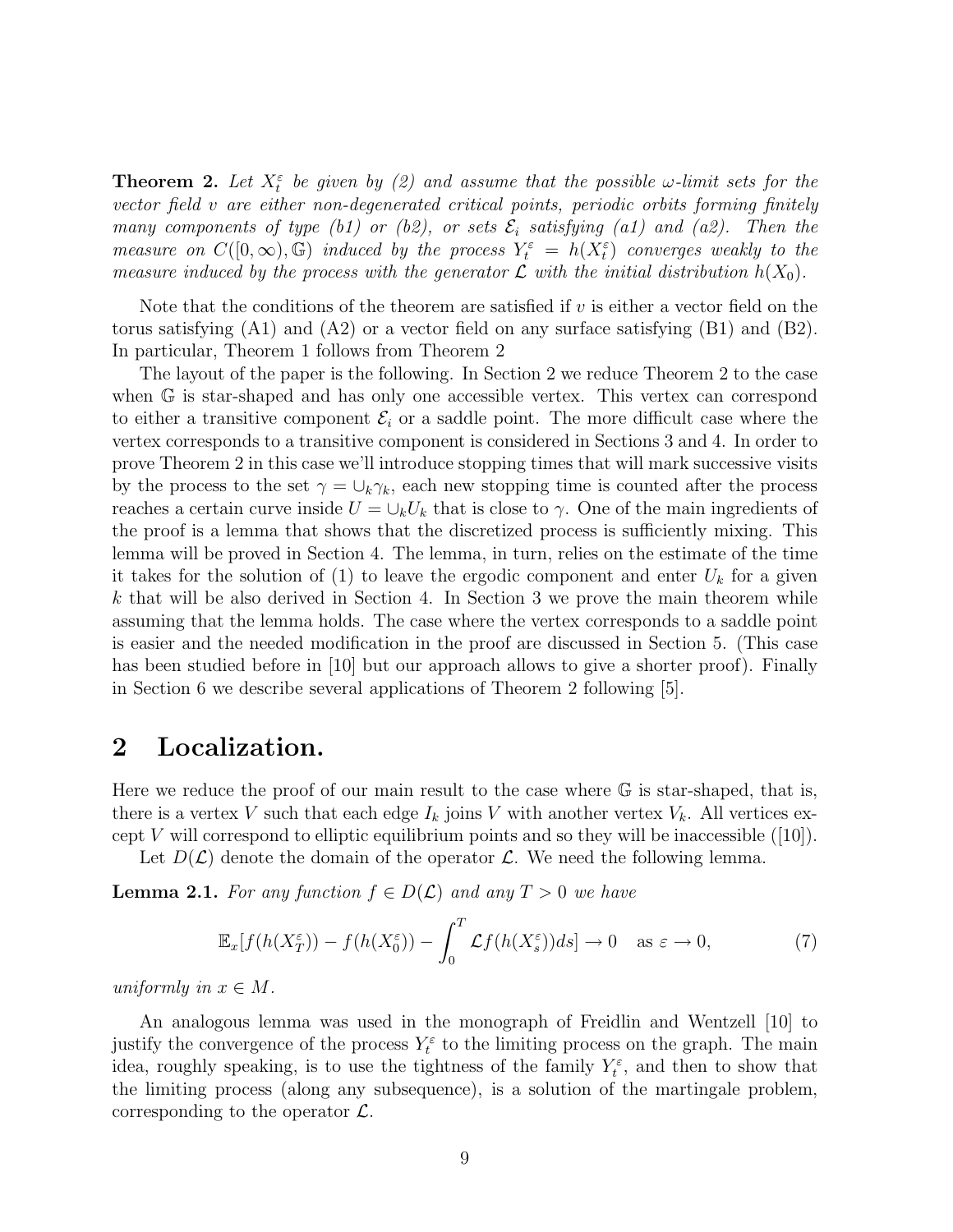**Theorem 2.** *Let $X_t^\varepsilon$ be given by (2) and assume that the possible $\omega$-limit sets for the vector field $v$ are either non-degenerated critical points, periodic orbits forming finitely many components of type (b1) or (b2), or sets $\mathcal{E}_i$ satisfying (a1) and (a2). Then the measure on $C([0,\infty),\mathbb{G})$ induced by the process $Y_t^\varepsilon = h(X_t^\varepsilon)$ converges weakly to the measure induced by the process with the generator $\mathcal{L}$ with the initial distribution $h(X_0)$.*

Note that the conditions of the theorem are satisfied if $v$ is either a vector field on the torus satisfying (A1) and (A2) or a vector field on any surface satisfying (B1) and (B2). In particular, Theorem 1 follows from Theorem 2

The layout of the paper is the following. In Section 2 we reduce Theorem 2 to the case when $\mathbb{G}$ is star-shaped and has only one accessible vertex. This vertex can correspond to either a transitive component $\mathcal{E}_i$ or a saddle point. The more difficult case where the vertex corresponds to a transitive component is considered in Sections 3 and 4. In order to prove Theorem 2 in this case we'll introduce stopping times that will mark successive visits by the process to the set $\gamma = \cup_k \gamma_k$, each new stopping time is counted after the process reaches a certain curve inside $U = \cup_k U_k$ that is close to $\gamma$. One of the main ingredients of the proof is a lemma that shows that the discretized process is sufficiently mixing. This lemma will be proved in Section 4. The lemma, in turn, relies on the estimate of the time it takes for the solution of (1) to leave the ergodic component and enter $U_k$ for a given $k$ that will be also derived in Section 4. In Section 3 we prove the main theorem while assuming that the lemma holds. The case where the vertex corresponds to a saddle point is easier and the needed modification in the proof are discussed in Section 5. (This case has been studied before in [10] but our approach allows to give a shorter proof). Finally in Section 6 we describe several applications of Theorem 2 following [5].

## 2 Localization.

Here we reduce the proof of our main result to the case where $\mathbb{G}$ is star-shaped, that is, there is a vertex $V$ such that each edge $I_k$ joins $V$ with another vertex $V_k$. All vertices except $V$ will correspond to elliptic equilibrium points and so they will be inaccessible ([10]).

Let $D(\mathcal{L})$ denote the domain of the operator $\mathcal{L}$. We need the following lemma.

**Lemma 2.1.** *For any function $f \in D(\mathcal{L})$ and any $T > 0$ we have*

$$\mathbb{E}_x[f(h(X_T^\varepsilon)) - f(h(X_0^\varepsilon)) - \int_0^T \mathcal{L}f(h(X_s^\varepsilon))ds] \to 0 \quad \text{as } \varepsilon \to 0, \tag{7}$$

*uniformly in $x \in M$.*

An analogous lemma was used in the monograph of Freidlin and Wentzell [10] to justify the convergence of the process $Y_t^\varepsilon$ to the limiting process on the graph. The main idea, roughly speaking, is to use the tightness of the family $Y_t^\varepsilon$, and then to show that the limiting process (along any subsequence), is a solution of the martingale problem, corresponding to the operator $\mathcal{L}$.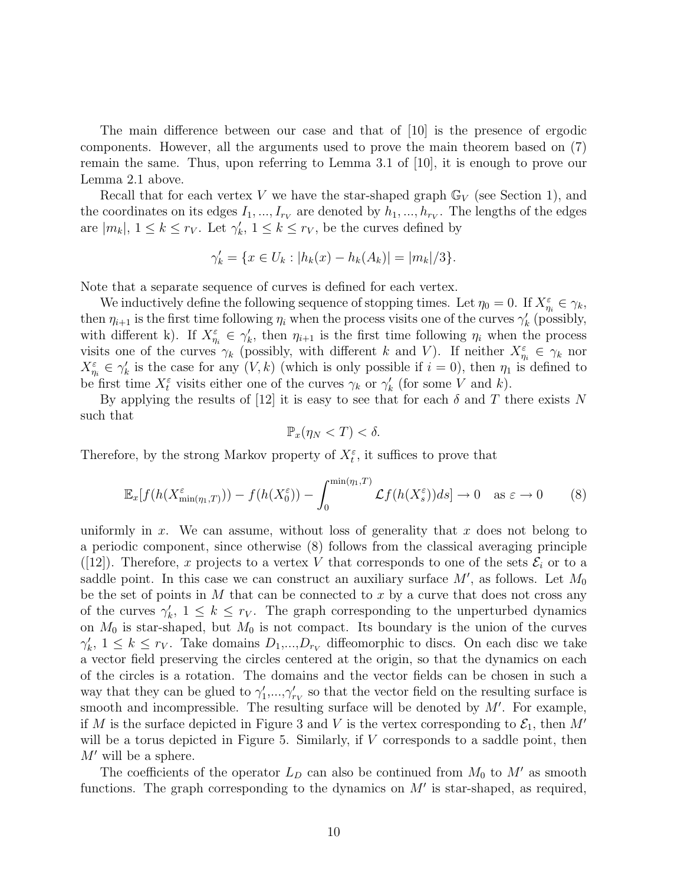The main difference between our case and that of [10] is the presence of ergodic components. However, all the arguments used to prove the main theorem based on (7) remain the same. Thus, upon referring to Lemma 3.1 of [10], it is enough to prove our Lemma 2.1 above.

Recall that for each vertex $V$ we have the star-shaped graph $\mathbb{G}_V$ (see Section 1), and the coordinates on its edges $I_1, ..., I_{r_V}$ are denoted by $h_1, ..., h_{r_V}$. The lengths of the edges are $|m_k|$, $1 \leq k \leq r_V$. Let $\gamma'_k$, $1 \leq k \leq r_V$, be the curves defined by

$$\gamma'_k = \{x \in U_k : |h_k(x) - h_k(A_k)| = |m_k|/3\}.$$

Note that a separate sequence of curves is defined for each vertex.

We inductively define the following sequence of stopping times. Let $\eta_0 = 0$. If $X^\varepsilon_{\eta_i} \in \gamma_k$, then $\eta_{i+1}$ is the first time following $\eta_i$ when the process visits one of the curves $\gamma'_k$ (possibly, with different k). If $X^\varepsilon_{\eta_i} \in \gamma'_k$, then $\eta_{i+1}$ is the first time following $\eta_i$ when the process visits one of the curves $\gamma_k$ (possibly, with different $k$ and $V$). If neither $X^\varepsilon_{\eta_i} \in \gamma_k$ nor $X^\varepsilon_{\eta_i} \in \gamma'_k$ is the case for any $(V, k)$ (which is only possible if $i = 0$), then $\eta_1$ is defined to be first time $X^\varepsilon_t$ visits either one of the curves $\gamma_k$ or $\gamma'_k$ (for some $V$ and $k$).

By applying the results of [12] it is easy to see that for each $\delta$ and $T$ there exists $N$ such that

$$\mathbb{P}_x(\eta_N < T) < \delta.$$

Therefore, by the strong Markov property of $X^\varepsilon_t$, it suffices to prove that

$$\mathbb{E}_x[f(h(X^\varepsilon_{\min(\eta_1,T)})) - f(h(X^\varepsilon_0)) - \int_0^{\min(\eta_1,T)} \mathcal{L}f(h(X^\varepsilon_s))ds] \to 0 \quad \text{as } \varepsilon \to 0 \tag{8}$$

uniformly in $x$. We can assume, without loss of generality that $x$ does not belong to a periodic component, since otherwise (8) follows from the classical averaging principle ([12]). Therefore, $x$ projects to a vertex $V$ that corresponds to one of the sets $\mathcal{E}_i$ or to a saddle point. In this case we can construct an auxiliary surface $M'$, as follows. Let $M_0$ be the set of points in $M$ that can be connected to $x$ by a curve that does not cross any of the curves $\gamma'_k$, $1 \leq k \leq r_V$. The graph corresponding to the unperturbed dynamics on $M_0$ is star-shaped, but $M_0$ is not compact. Its boundary is the union of the curves $\gamma'_k$, $1 \leq k \leq r_V$. Take domains $D_1$,...,$D_{r_V}$ diffeomorphic to discs. On each disc we take a vector field preserving the circles centered at the origin, so that the dynamics on each of the circles is a rotation. The domains and the vector fields can be chosen in such a way that they can be glued to $\gamma'_1$,...,$\gamma'_{r_V}$ so that the vector field on the resulting surface is smooth and incompressible. The resulting surface will be denoted by $M'$. For example, if $M$ is the surface depicted in Figure 3 and $V$ is the vertex corresponding to $\mathcal{E}_1$, then $M'$ will be a torus depicted in Figure 5. Similarly, if $V$ corresponds to a saddle point, then $M'$ will be a sphere.

The coefficients of the operator $L_D$ can also be continued from $M_0$ to $M'$ as smooth functions. The graph corresponding to the dynamics on $M'$ is star-shaped, as required,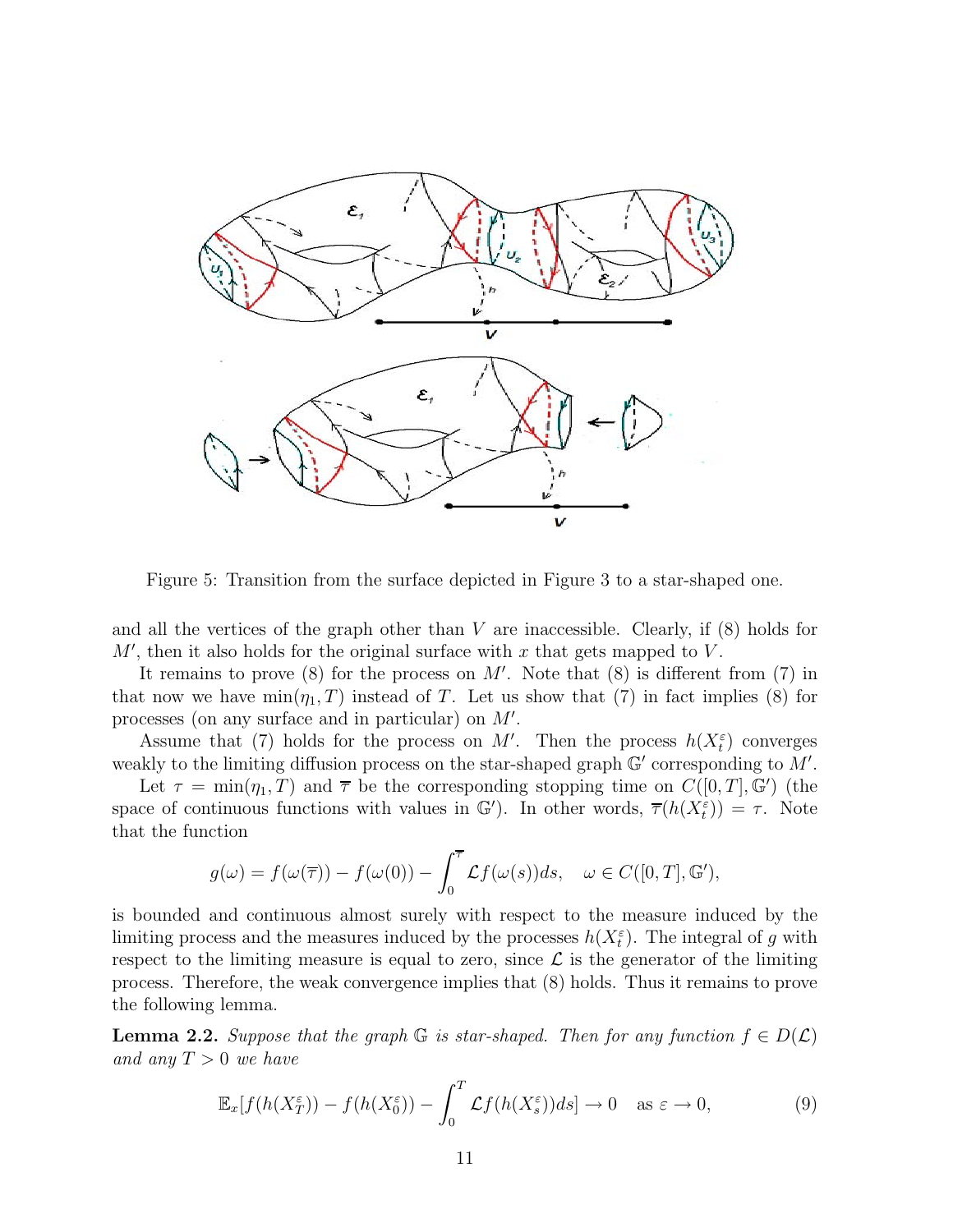Figure 5: Transition from the surface depicted in Figure 3 to a star-shaped one.

and all the vertices of the graph other than $V$ are inaccessible. Clearly, if (8) holds for $M'$, then it also holds for the original surface with $x$ that gets mapped to $V$.

It remains to prove (8) for the process on $M'$. Note that (8) is different from (7) in that now we have $\min(\eta_1, T)$ instead of $T$. Let us show that (7) in fact implies (8) for processes (on any surface and in particular) on $M'$.

Assume that (7) holds for the process on $M'$. Then the process $h(X_t^\varepsilon)$ converges weakly to the limiting diffusion process on the star-shaped graph $\mathbb{G}'$ corresponding to $M'$.

Let $\tau = \min(\eta_1, T)$ and $\overline{\tau}$ be the corresponding stopping time on $C([0,T], \mathbb{G}')$ (the space of continuous functions with values in $\mathbb{G}'$). In other words, $\overline{\tau}(h(X_t^\varepsilon)) = \tau$. Note that the function

$$g(\omega) = f(\omega(\overline{\tau})) - f(\omega(0)) - \int_0^{\overline{\tau}} \mathcal{L}f(\omega(s))ds, \quad \omega \in C([0,T], \mathbb{G}'),$$

is bounded and continuous almost surely with respect to the measure induced by the limiting process and the measures induced by the processes $h(X_t^\varepsilon)$. The integral of $g$ with respect to the limiting measure is equal to zero, since $\mathcal{L}$ is the generator of the limiting process. Therefore, the weak convergence implies that (8) holds. Thus it remains to prove the following lemma.

**Lemma 2.2.** *Suppose that the graph $\mathbb{G}$ is star-shaped. Then for any function $f \in D(\mathcal{L})$ and any $T > 0$ we have*

$$\mathbb{E}_x[f(h(X_T^\varepsilon)) - f(h(X_0^\varepsilon)) - \int_0^T \mathcal{L}f(h(X_s^\varepsilon))ds] \to 0 \quad \text{as } \varepsilon \to 0, \tag{9}$$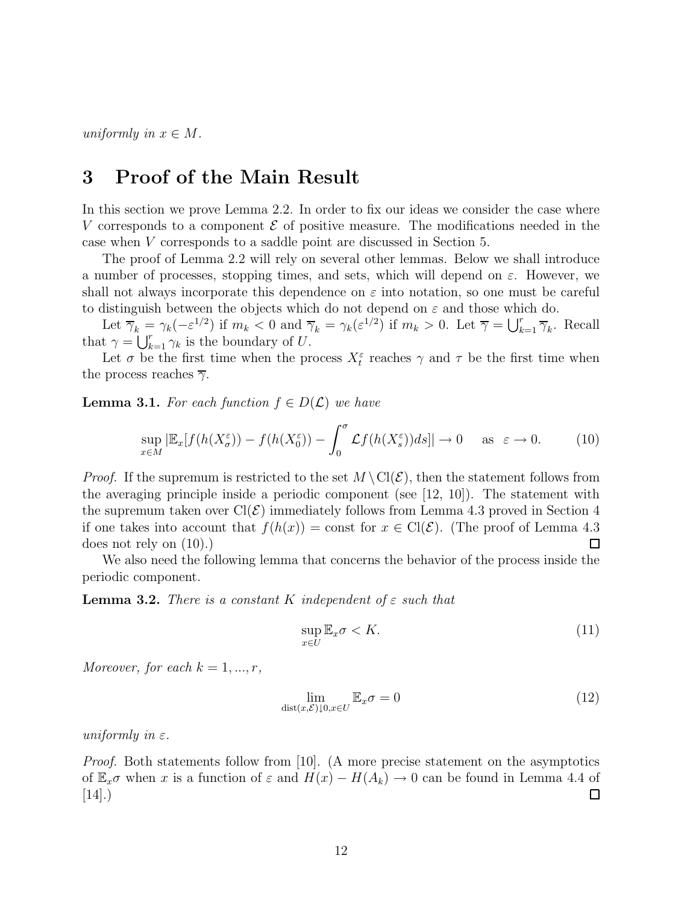*uniformly in $x \in M$.*

## 3 Proof of the Main Result

In this section we prove Lemma 2.2. In order to fix our ideas we consider the case where $V$ corresponds to a component $\mathcal{E}$ of positive measure. The modifications needed in the case when $V$ corresponds to a saddle point are discussed in Section 5.

The proof of Lemma 2.2 will rely on several other lemmas. Below we shall introduce a number of processes, stopping times, and sets, which will depend on $\varepsilon$. However, we shall not always incorporate this dependence on $\varepsilon$ into notation, so one must be careful to distinguish between the objects which do not depend on $\varepsilon$ and those which do.

Let $\overline{\gamma}_k = \gamma_k(-\varepsilon^{1/2})$ if $m_k < 0$ and $\overline{\gamma}_k = \gamma_k(\varepsilon^{1/2})$ if $m_k > 0$. Let $\overline{\gamma} = \bigcup_{k=1}^r \overline{\gamma}_k$. Recall that $\gamma = \bigcup_{k=1}^r \gamma_k$ is the boundary of $U$.

Let $\sigma$ be the first time when the process $X_t^\varepsilon$ reaches $\gamma$ and $\tau$ be the first time when the process reaches $\overline{\gamma}$.

**Lemma 3.1.** *For each function $f \in D(\mathcal{L})$ we have*

$$\sup_{x \in M} |\mathbb{E}_x[f(h(X_\sigma^\varepsilon)) - f(h(X_0^\varepsilon)) - \int_0^\sigma \mathcal{L}f(h(X_s^\varepsilon))ds]| \to 0 \quad \text{as} \quad \varepsilon \to 0. \tag{10}$$

*Proof.* If the supremum is restricted to the set $M \setminus \mathrm{Cl}(\mathcal{E})$, then the statement follows from the averaging principle inside a periodic component (see [12, 10]). The statement with the supremum taken over $\mathrm{Cl}(\mathcal{E})$ immediately follows from Lemma 4.3 proved in Section 4 if one takes into account that $f(h(x)) = \text{const}$ for $x \in \mathrm{Cl}(\mathcal{E})$. (The proof of Lemma 4.3 does not rely on (10).) $\square$

We also need the following lemma that concerns the behavior of the process inside the periodic component.

**Lemma 3.2.** *There is a constant $K$ independent of $\varepsilon$ such that*

$$\sup_{x \in U} \mathbb{E}_x \sigma < K. \tag{11}$$

*Moreover, for each $k = 1, ..., r$,*

$$\lim_{\mathrm{dist}(x, \mathcal{E}) \downarrow 0, x \in U} \mathbb{E}_x \sigma = 0 \tag{12}$$

*uniformly in $\varepsilon$.*

*Proof.* Both statements follow from [10]. (A more precise statement on the asymptotics of $\mathbb{E}_x\sigma$ when $x$ is a function of $\varepsilon$ and $H(x) - H(A_k) \to 0$ can be found in Lemma 4.4 of [14].) $\square$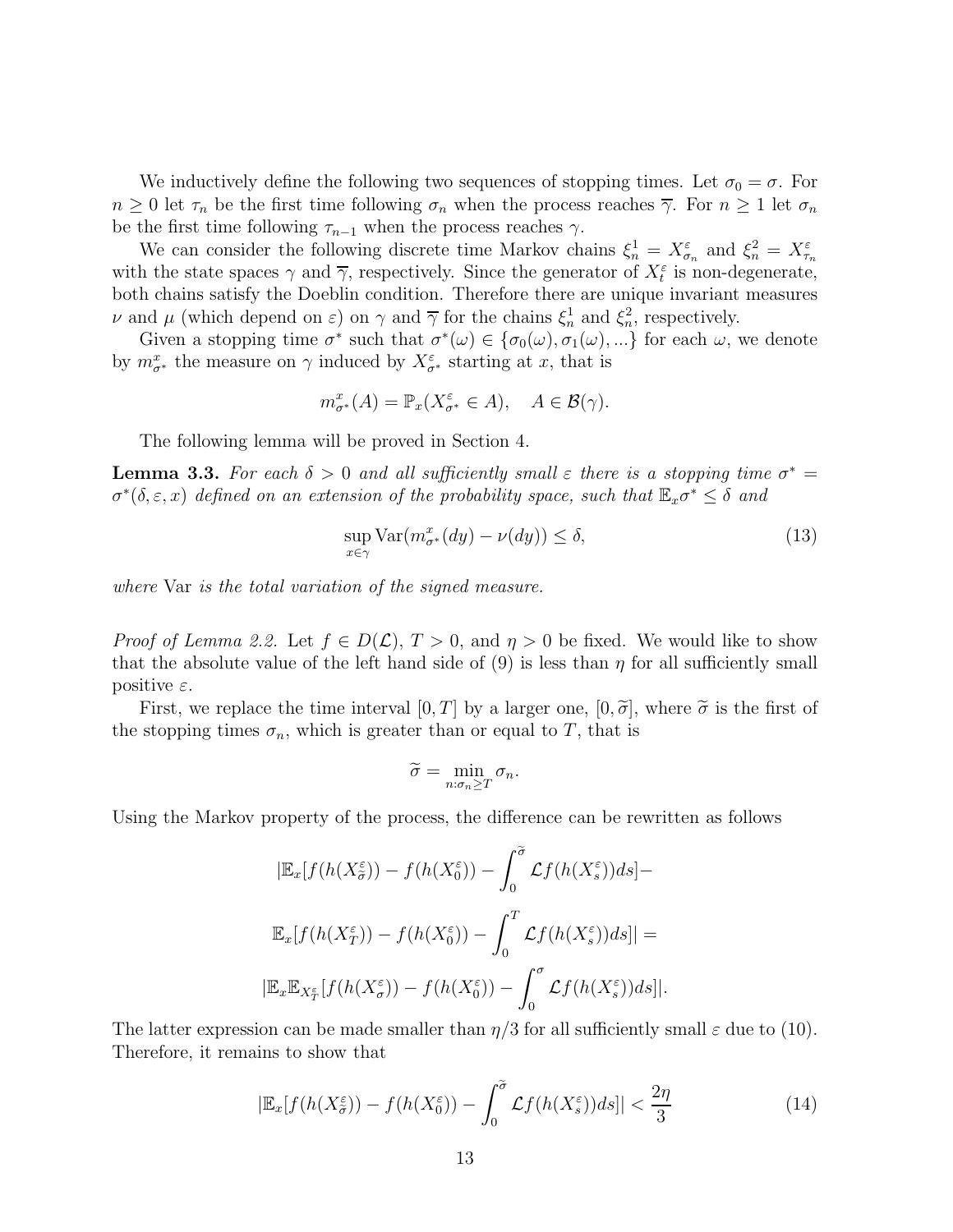We inductively define the following two sequences of stopping times. Let $\sigma_0 = \sigma$. For $n \geq 0$ let $\tau_n$ be the first time following $\sigma_n$ when the process reaches $\overline{\gamma}$. For $n \geq 1$ let $\sigma_n$ be the first time following $\tau_{n-1}$ when the process reaches $\gamma$.

We can consider the following discrete time Markov chains $\xi^1_n = X^\varepsilon_{\sigma_n}$ and $\xi^2_n = X^\varepsilon_{\tau_n}$ with the state spaces $\gamma$ and $\overline{\gamma}$, respectively. Since the generator of $X^\varepsilon_t$ is non-degenerate, both chains satisfy the Doeblin condition. Therefore there are unique invariant measures $\nu$ and $\mu$ (which depend on $\varepsilon$) on $\gamma$ and $\overline{\gamma}$ for the chains $\xi^1_n$ and $\xi^2_n$, respectively.

Given a stopping time $\sigma^*$ such that $\sigma^*(\omega) \in \{\sigma_0(\omega), \sigma_1(\omega), ...\}$ for each $\omega$, we denote by $m^x_{\sigma^*}$ the measure on $\gamma$ induced by $X^\varepsilon_{\sigma^*}$ starting at $x$, that is

$$m^x_{\sigma^*}(A) = \mathbb{P}_x(X^\varepsilon_{\sigma^*} \in A), \quad A \in \mathcal{B}(\gamma).$$

The following lemma will be proved in Section 4.

**Lemma 3.3.** *For each $\delta > 0$ and all sufficiently small $\varepsilon$ there is a stopping time $\sigma^* = \sigma^*(\delta, \varepsilon, x)$ defined on an extension of the probability space, such that $\mathbb{E}_x\sigma^* \leq \delta$ and*

$$\sup_{x\in\gamma} \mathrm{Var}(m^x_{\sigma^*}(dy) - \nu(dy)) \leq \delta, \tag{13}$$

*where* Var *is the total variation of the signed measure.*

*Proof of Lemma 2.2.* Let $f \in D(\mathcal{L})$, $T > 0$, and $\eta > 0$ be fixed. We would like to show that the absolute value of the left hand side of (9) is less than $\eta$ for all sufficiently small positive $\varepsilon$.

First, we replace the time interval $[0, T]$ by a larger one, $[0, \widetilde{\sigma}]$, where $\widetilde{\sigma}$ is the first of the stopping times $\sigma_n$, which is greater than or equal to $T$, that is

$$\widetilde{\sigma} = \min_{n:\sigma_n \geq T} \sigma_n.$$

Using the Markov property of the process, the difference can be rewritten as follows

$$|\mathbb{E}_x[f(h(X^\varepsilon_{\widetilde{\sigma}})) - f(h(X^\varepsilon_0)) - \int_0^{\widetilde{\sigma}} \mathcal{L}f(h(X^\varepsilon_s))ds] -$$

$$\mathbb{E}_x[f(h(X^\varepsilon_T)) - f(h(X^\varepsilon_0)) - \int_0^T \mathcal{L}f(h(X^\varepsilon_s))ds]| =$$

$$|\mathbb{E}_x\mathbb{E}_{X^\varepsilon_T}[f(h(X^\varepsilon_\sigma)) - f(h(X^\varepsilon_0)) - \int_0^\sigma \mathcal{L}f(h(X^\varepsilon_s))ds]|.$$

The latter expression can be made smaller than $\eta/3$ for all sufficiently small $\varepsilon$ due to (10). Therefore, it remains to show that

$$|\mathbb{E}_x[f(h(X^\varepsilon_{\widetilde{\sigma}})) - f(h(X^\varepsilon_0)) - \int_0^{\widetilde{\sigma}} \mathcal{L}f(h(X^\varepsilon_s))ds]| < \frac{2\eta}{3} \tag{14}$$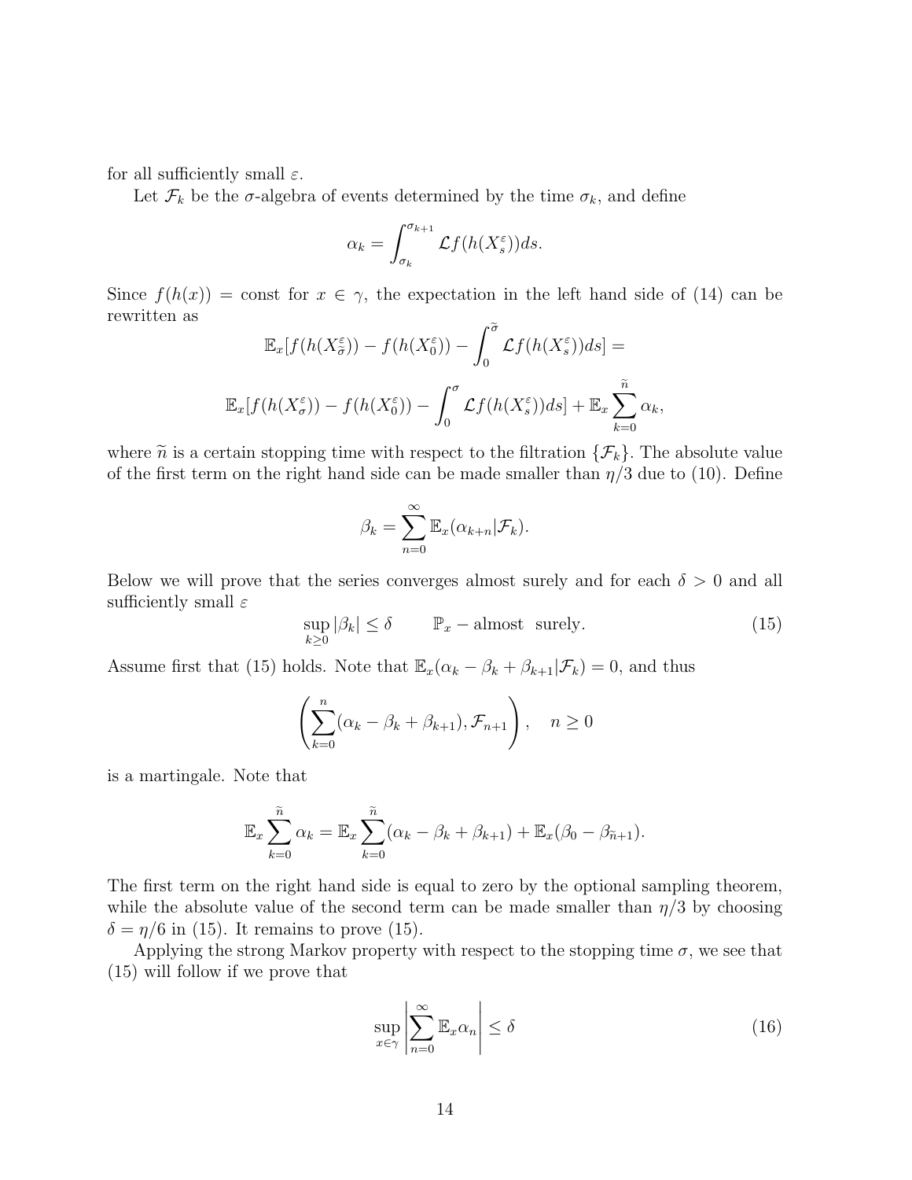for all sufficiently small $\varepsilon$.

Let $\mathcal{F}_k$ be the $\sigma$-algebra of events determined by the time $\sigma_k$, and define

$$\alpha_k = \int_{\sigma_k}^{\sigma_{k+1}} \mathcal{L}f(h(X_s^\varepsilon))ds.$$

Since $f(h(x)) = \text{const}$ for $x \in \gamma$, the expectation in the left hand side of (14) can be rewritten as

$$\mathbb{E}_x[f(h(X_{\widetilde{\sigma}}^\varepsilon)) - f(h(X_0^\varepsilon)) - \int_0^{\widetilde{\sigma}} \mathcal{L}f(h(X_s^\varepsilon))ds] =$$

$$\mathbb{E}_x[f(h(X_\sigma^\varepsilon)) - f(h(X_0^\varepsilon)) - \int_0^{\sigma} \mathcal{L}f(h(X_s^\varepsilon))ds] + \mathbb{E}_x \sum_{k=0}^{\widetilde{n}} \alpha_k,$$

where $\widetilde{n}$ is a certain stopping time with respect to the filtration $\{\mathcal{F}_k\}$. The absolute value of the first term on the right hand side can be made smaller than $\eta/3$ due to (10). Define

$$\beta_k = \sum_{n=0}^{\infty} \mathbb{E}_x(\alpha_{k+n}|\mathcal{F}_k).$$

Below we will prove that the series converges almost surely and for each $\delta > 0$ and all sufficiently small $\varepsilon$

$$\sup_{k \geq 0} |\beta_k| \leq \delta \qquad \mathbb{P}_x - \text{almost surely.} \tag{15}$$

Assume first that (15) holds. Note that $\mathbb{E}_x(\alpha_k - \beta_k + \beta_{k+1}|\mathcal{F}_k) = 0$, and thus

$$\left( \sum_{k=0}^{n} (\alpha_k - \beta_k + \beta_{k+1}), \mathcal{F}_{n+1} \right), \quad n \geq 0$$

is a martingale. Note that

$$\mathbb{E}_x \sum_{k=0}^{\widetilde{n}} \alpha_k = \mathbb{E}_x \sum_{k=0}^{\widetilde{n}} (\alpha_k - \beta_k + \beta_{k+1}) + \mathbb{E}_x(\beta_0 - \beta_{\widetilde{n}+1}).$$

The first term on the right hand side is equal to zero by the optional sampling theorem, while the absolute value of the second term can be made smaller than $\eta/3$ by choosing $\delta = \eta/6$ in (15). It remains to prove (15).

Applying the strong Markov property with respect to the stopping time $\sigma$, we see that (15) will follow if we prove that

$$\sup_{x \in \gamma} \left| \sum_{n=0}^{\infty} \mathbb{E}_x \alpha_n \right| \leq \delta \tag{16}$$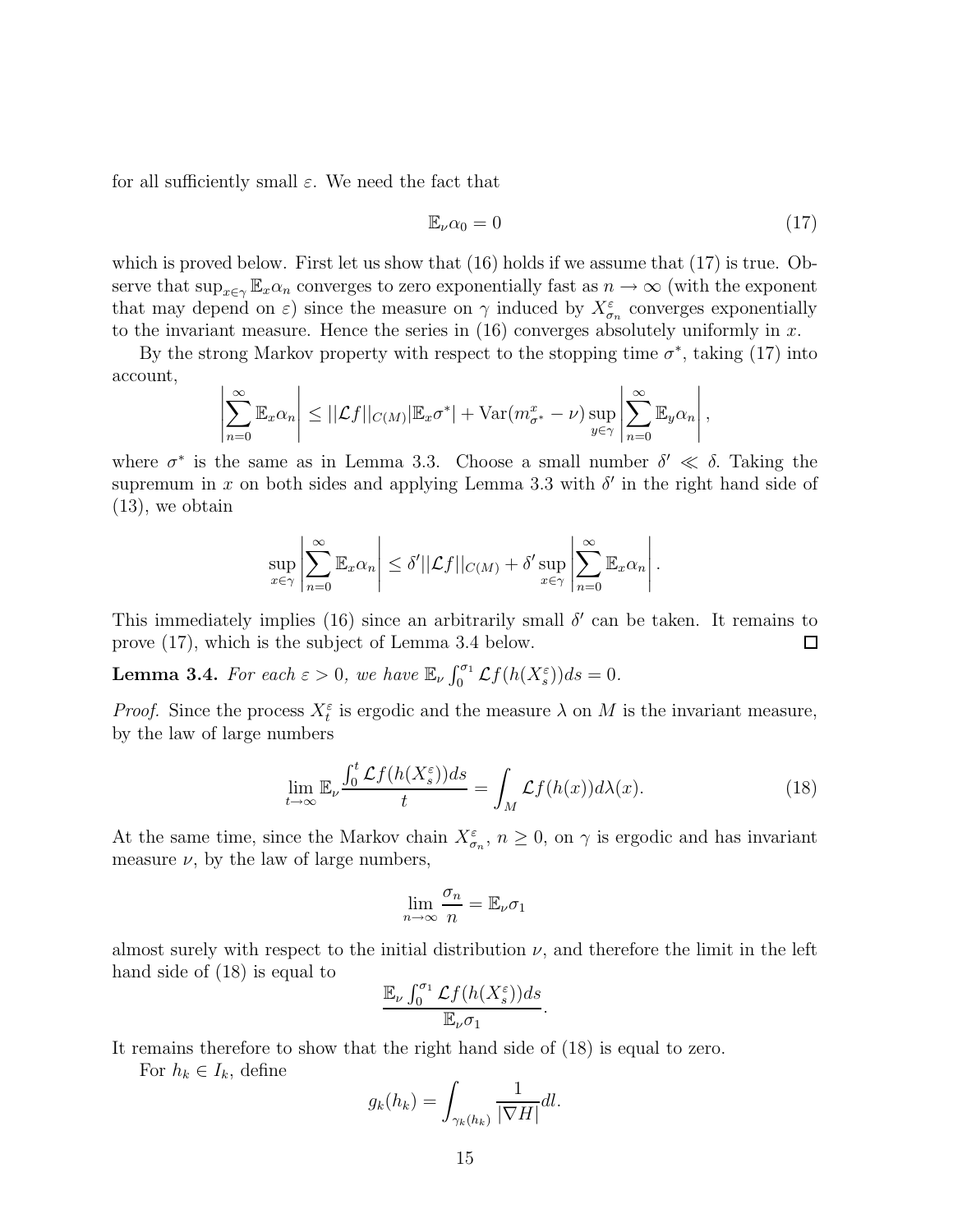for all sufficiently small $\varepsilon$. We need the fact that

$$\mathbb{E}_\nu \alpha_0 = 0 \tag{17}$$

which is proved below. First let us show that (16) holds if we assume that (17) is true. Observe that $\sup_{x\in\gamma} \mathbb{E}_x \alpha_n$ converges to zero exponentially fast as $n \to \infty$ (with the exponent that may depend on $\varepsilon$) since the measure on $\gamma$ induced by $X^\varepsilon_{\sigma_n}$ converges exponentially to the invariant measure. Hence the series in (16) converges absolutely uniformly in $x$.

By the strong Markov property with respect to the stopping time $\sigma^*$, taking (17) into account,

$$\left|\sum_{n=0}^{\infty} \mathbb{E}_x \alpha_n\right| \leq ||\mathcal{L}f||_{C(M)} |\mathbb{E}_x \sigma^*| + \mathrm{Var}(m^x_{\sigma^*} - \nu) \sup_{y\in\gamma} \left|\sum_{n=0}^{\infty} \mathbb{E}_y \alpha_n\right|,$$

where $\sigma^*$ is the same as in Lemma 3.3. Choose a small number $\delta' \ll \delta$. Taking the supremum in $x$ on both sides and applying Lemma 3.3 with $\delta'$ in the right hand side of (13), we obtain

$$\sup_{x\in\gamma} \left|\sum_{n=0}^{\infty} \mathbb{E}_x \alpha_n\right| \leq \delta' ||\mathcal{L}f||_{C(M)} + \delta' \sup_{x\in\gamma} \left|\sum_{n=0}^{\infty} \mathbb{E}_x \alpha_n\right|.$$

This immediately implies (16) since an arbitrarily small $\delta'$ can be taken. It remains to prove (17), which is the subject of Lemma 3.4 below. □

**Lemma 3.4.** *For each $\varepsilon > 0$, we have $\mathbb{E}_\nu \int_0^{\sigma_1} \mathcal{L}f(h(X^\varepsilon_s))ds = 0$.*

*Proof.* Since the process $X^\varepsilon_t$ is ergodic and the measure $\lambda$ on $M$ is the invariant measure, by the law of large numbers

$$\lim_{t\to\infty} \mathbb{E}_\nu \frac{\int_0^t \mathcal{L}f(h(X^\varepsilon_s))ds}{t} = \int_M \mathcal{L}f(h(x))d\lambda(x). \tag{18}$$

At the same time, since the Markov chain $X^\varepsilon_{\sigma_n}$, $n \geq 0$, on $\gamma$ is ergodic and has invariant measure $\nu$, by the law of large numbers,

$$\lim_{n\to\infty} \frac{\sigma_n}{n} = \mathbb{E}_\nu \sigma_1$$

almost surely with respect to the initial distribution $\nu$, and therefore the limit in the left hand side of (18) is equal to

$$\frac{\mathbb{E}_\nu \int_0^{\sigma_1} \mathcal{L}f(h(X^\varepsilon_s))ds}{\mathbb{E}_\nu \sigma_1}.$$

It remains therefore to show that the right hand side of (18) is equal to zero.

For $h_k \in I_k$, define

$$g_k(h_k) = \int_{\gamma_k(h_k)} \frac{1}{|\nabla H|} dl.$$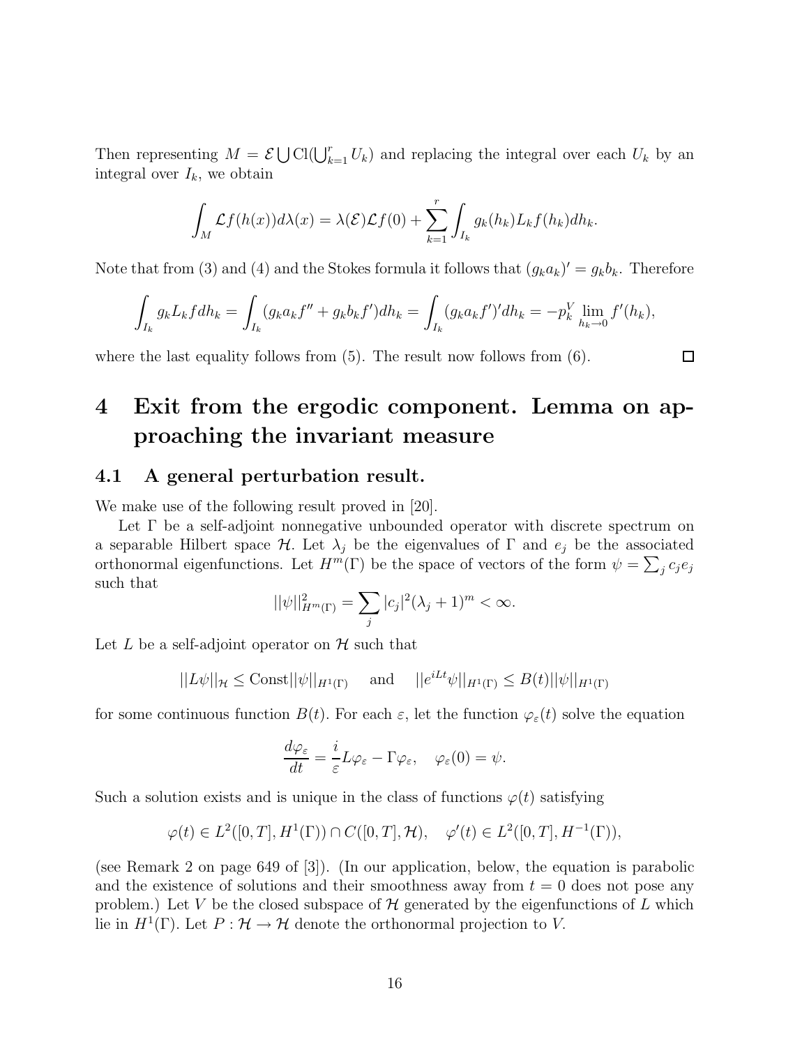Then representing $M = \mathcal{E} \bigcup \mathrm{Cl}(\bigcup_{k=1}^{r} U_k)$ and replacing the integral over each $U_k$ by an integral over $I_k$, we obtain

$$\int_M \mathcal{L}f(h(x))d\lambda(x) = \lambda(\mathcal{E})\mathcal{L}f(0) + \sum_{k=1}^{r} \int_{I_k} g_k(h_k) L_k f(h_k) dh_k.$$

Note that from (3) and (4) and the Stokes formula it follows that $(g_k a_k)' = g_k b_k$. Therefore

$$\int_{I_k} g_k L_k f dh_k = \int_{I_k} (g_k a_k f'' + g_k b_k f')dh_k = \int_{I_k} (g_k a_k f')' dh_k = -p_k^V \lim_{h_k \to 0} f'(h_k),$$

where the last equality follows from (5). The result now follows from (6). $\square$

# 4 Exit from the ergodic component. Lemma on approaching the invariant measure

## 4.1 A general perturbation result.

We make use of the following result proved in [20].

Let $\Gamma$ be a self-adjoint nonnegative unbounded operator with discrete spectrum on a separable Hilbert space $\mathcal{H}$. Let $\lambda_j$ be the eigenvalues of $\Gamma$ and $e_j$ be the associated orthonormal eigenfunctions. Let $H^m(\Gamma)$ be the space of vectors of the form $\psi = \sum_j c_j e_j$ such that

$$||\psi||^2_{H^m(\Gamma)} = \sum_j |c_j|^2 (\lambda_j + 1)^m < \infty.$$

Let $L$ be a self-adjoint operator on $\mathcal{H}$ such that

$$||L\psi||_{\mathcal{H}} \leq \mathrm{Const}||\psi||_{H^1(\Gamma)} \quad \text{and} \quad ||e^{iLt}\psi||_{H^1(\Gamma)} \leq B(t)||\psi||_{H^1(\Gamma)}$$

for some continuous function $B(t)$. For each $\varepsilon$, let the function $\varphi_\varepsilon(t)$ solve the equation

$$\frac{d\varphi_\varepsilon}{dt} = \frac{i}{\varepsilon} L\varphi_\varepsilon - \Gamma\varphi_\varepsilon, \quad \varphi_\varepsilon(0) = \psi.$$

Such a solution exists and is unique in the class of functions $\varphi(t)$ satisfying

$$\varphi(t) \in L^2([0,T], H^1(\Gamma)) \cap C([0,T], \mathcal{H}), \quad \varphi'(t) \in L^2([0,T], H^{-1}(\Gamma)),$$

(see Remark 2 on page 649 of [3]). (In our application, below, the equation is parabolic and the existence of solutions and their smoothness away from $t = 0$ does not pose any problem.) Let $V$ be the closed subspace of $\mathcal{H}$ generated by the eigenfunctions of $L$ which lie in $H^1(\Gamma)$. Let $P : \mathcal{H} \to \mathcal{H}$ denote the orthonormal projection to $V$.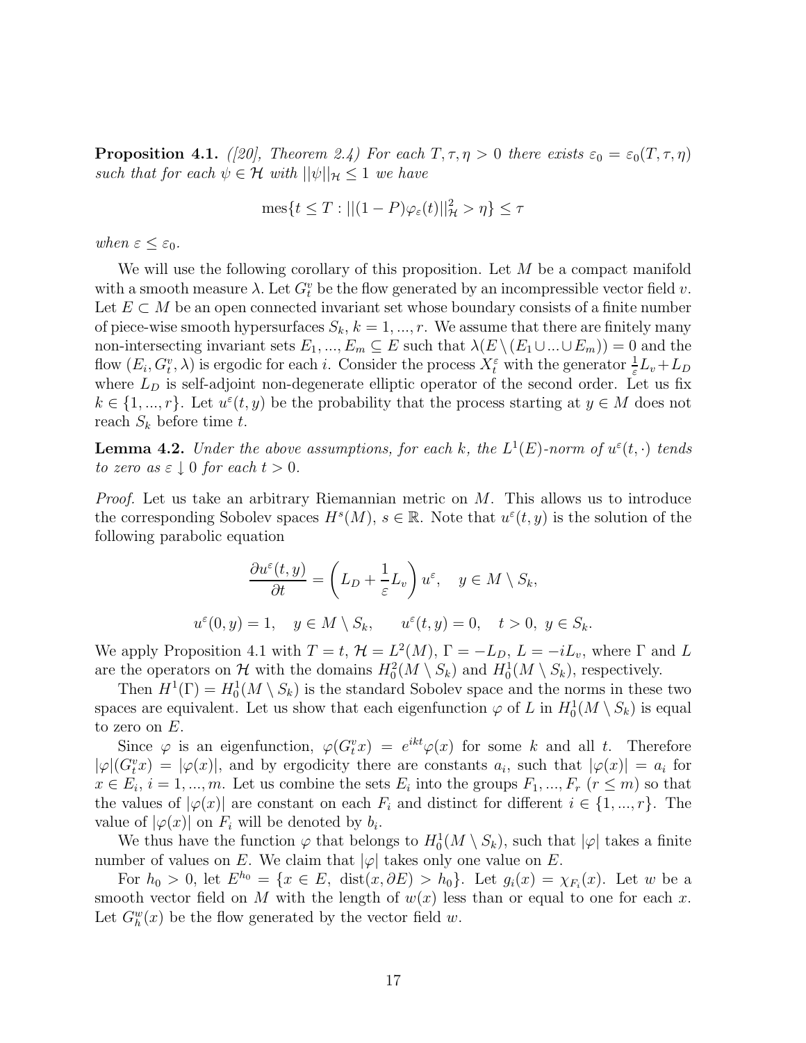**Proposition 4.1.** *([20], Theorem 2.4) For each $T, \tau, \eta > 0$ there exists $\varepsilon_0 = \varepsilon_0(T, \tau, \eta)$ such that for each $\psi \in \mathcal{H}$ with $||\psi||_{\mathcal{H}} \le 1$ we have*

$$\mathrm{mes}\{t \le T : ||(1-P)\varphi_\varepsilon(t)||^2_{\mathcal{H}} > \eta\} \le \tau$$

*when $\varepsilon \le \varepsilon_0$.*

We will use the following corollary of this proposition. Let $M$ be a compact manifold with a smooth measure $\lambda$. Let $G^v_t$ be the flow generated by an incompressible vector field $v$. Let $E \subset M$ be an open connected invariant set whose boundary consists of a finite number of piece-wise smooth hypersurfaces $S_k$, $k = 1, ..., r$. We assume that there are finitely many non-intersecting invariant sets $E_1, ..., E_m \subseteq E$ such that $\lambda(E \setminus (E_1 \cup ... \cup E_m)) = 0$ and the flow $(E_i, G^v_t, \lambda)$ is ergodic for each $i$. Consider the process $X^\varepsilon_t$ with the generator $\frac{1}{\varepsilon} L_v + L_D$ where $L_D$ is self-adjoint non-degenerate elliptic operator of the second order. Let us fix $k \in \{1, ..., r\}$. Let $u^\varepsilon(t, y)$ be the probability that the process starting at $y \in M$ does not reach $S_k$ before time $t$.

**Lemma 4.2.** *Under the above assumptions, for each $k$, the $L^1(E)$-norm of $u^\varepsilon(t, \cdot)$ tends to zero as $\varepsilon \downarrow 0$ for each $t > 0$.*

*Proof.* Let us take an arbitrary Riemannian metric on $M$. This allows us to introduce the corresponding Sobolev spaces $H^s(M)$, $s \in \mathbb{R}$. Note that $u^\varepsilon(t, y)$ is the solution of the following parabolic equation

$$\frac{\partial u^\varepsilon(t, y)}{\partial t} = \left( L_D + \frac{1}{\varepsilon} L_v \right) u^\varepsilon, \quad y \in M \setminus S_k,$$

$$u^\varepsilon(0, y) = 1, \quad y \in M \setminus S_k, \qquad u^\varepsilon(t, y) = 0, \quad t > 0,\ y \in S_k.$$

We apply Proposition 4.1 with $T = t$, $\mathcal{H} = L^2(M)$, $\Gamma = -L_D$, $L = -iL_v$, where $\Gamma$ and $L$ are the operators on $\mathcal{H}$ with the domains $H^2_0(M \setminus S_k)$ and $H^1_0(M \setminus S_k)$, respectively.

Then $H^1(\Gamma) = H^1_0(M \setminus S_k)$ is the standard Sobolev space and the norms in these two spaces are equivalent. Let us show that each eigenfunction $\varphi$ of $L$ in $H^1_0(M \setminus S_k)$ is equal to zero on $E$.

Since $\varphi$ is an eigenfunction, $\varphi(G^v_t x) = e^{ikt}\varphi(x)$ for some $k$ and all $t$. Therefore $|\varphi|(G^v_t x) = |\varphi(x)|$, and by ergodicity there are constants $a_i$, such that $|\varphi(x)| = a_i$ for $x \in E_i$, $i = 1, ..., m$. Let us combine the sets $E_i$ into the groups $F_1, ..., F_r$ $(r \le m)$ so that the values of $|\varphi(x)|$ are constant on each $F_i$ and distinct for different $i \in \{1, ..., r\}$. The value of $|\varphi(x)|$ on $F_i$ will be denoted by $b_i$.

We thus have the function $\varphi$ that belongs to $H^1_0(M \setminus S_k)$, such that $|\varphi|$ takes a finite number of values on $E$. We claim that $|\varphi|$ takes only one value on $E$.

For $h_0 > 0$, let $E^{h_0} = \{x \in E,\ \mathrm{dist}(x, \partial E) > h_0\}$. Let $g_i(x) = \chi_{F_i}(x)$. Let $w$ be a smooth vector field on $M$ with the length of $w(x)$ less than or equal to one for each $x$. Let $G^w_h(x)$ be the flow generated by the vector field $w$.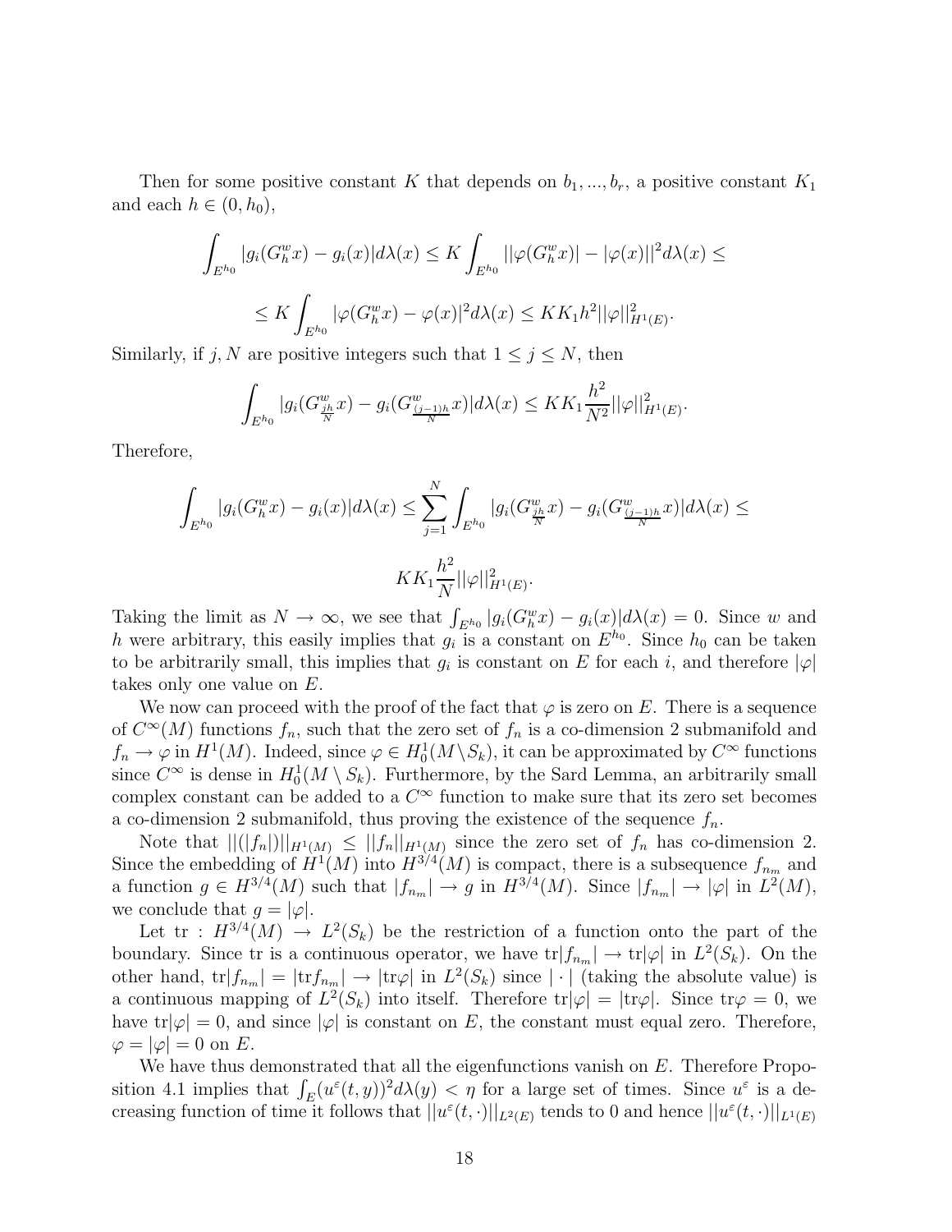Then for some positive constant $K$ that depends on $b_1, ..., b_r$, a positive constant $K_1$ and each $h \in (0, h_0)$,

$$\int_{E^{h_0}} |g_i(G_h^w x) - g_i(x)| d\lambda(x) \le K \int_{E^{h_0}} ||\varphi(G_h^w x)| - |\varphi(x)||^2 d\lambda(x) \le$$

$$\le K \int_{E^{h_0}} |\varphi(G_h^w x) - \varphi(x)|^2 d\lambda(x) \le KK_1 h^2 ||\varphi||^2_{H^1(E)}.$$

Similarly, if $j, N$ are positive integers such that $1 \le j \le N$, then

$$\int_{E^{h_0}} |g_i(G^w_{\frac{jh}{N}} x) - g_i(G^w_{\frac{(j-1)h}{N}} x)| d\lambda(x) \le KK_1 \frac{h^2}{N^2} ||\varphi||^2_{H^1(E)}.$$

Therefore,

$$\int_{E^{h_0}} |g_i(G_h^w x) - g_i(x)| d\lambda(x) \le \sum_{j=1}^{N} \int_{E^{h_0}} |g_i(G^w_{\frac{jh}{N}} x) - g_i(G^w_{\frac{(j-1)h}{N}} x)| d\lambda(x) \le$$

$$KK_1 \frac{h^2}{N} ||\varphi||^2_{H^1(E)}.$$

Taking the limit as $N \to \infty$, we see that $\int_{E^{h_0}} |g_i(G_h^w x) - g_i(x)| d\lambda(x) = 0$. Since $w$ and $h$ were arbitrary, this easily implies that $g_i$ is a constant on $E^{h_0}$. Since $h_0$ can be taken to be arbitrarily small, this implies that $g_i$ is constant on $E$ for each $i$, and therefore $|\varphi|$ takes only one value on $E$.

We now can proceed with the proof of the fact that $\varphi$ is zero on $E$. There is a sequence of $C^\infty(M)$ functions $f_n$, such that the zero set of $f_n$ is a co-dimension 2 submanifold and $f_n \to \varphi$ in $H^1(M)$. Indeed, since $\varphi \in H^1_0(M \backslash S_k)$, it can be approximated by $C^\infty$ functions since $C^\infty$ is dense in $H^1_0(M \setminus S_k)$. Furthermore, by the Sard Lemma, an arbitrarily small complex constant can be added to a $C^\infty$ function to make sure that its zero set becomes a co-dimension 2 submanifold, thus proving the existence of the sequence $f_n$.

Note that $||(|f_n|)||_{H^1(M)} \le ||f_n||_{H^1(M)}$ since the zero set of $f_n$ has co-dimension 2. Since the embedding of $H^1(M)$ into $H^{3/4}(M)$ is compact, there is a subsequence $f_{n_m}$ and a function $g \in H^{3/4}(M)$ such that $|f_{n_m}| \to g$ in $H^{3/4}(M)$. Since $|f_{n_m}| \to |\varphi|$ in $L^2(M)$, we conclude that $g = |\varphi|$.

Let $\mathrm{tr} : H^{3/4}(M) \to L^2(S_k)$ be the restriction of a function onto the part of the boundary. Since tr is a continuous operator, we have $\mathrm{tr}|f_{n_m}| \to \mathrm{tr}|\varphi|$ in $L^2(S_k)$. On the other hand, $\mathrm{tr}|f_{n_m}| = |\mathrm{tr} f_{n_m}| \to |\mathrm{tr}\varphi|$ in $L^2(S_k)$ since $|\cdot|$ (taking the absolute value) is a continuous mapping of $L^2(S_k)$ into itself. Therefore $\mathrm{tr}|\varphi| = |\mathrm{tr}\varphi|$. Since $\mathrm{tr}\varphi = 0$, we have $\mathrm{tr}|\varphi| = 0$, and since $|\varphi|$ is constant on $E$, the constant must equal zero. Therefore, $\varphi = |\varphi| = 0$ on $E$.

We have thus demonstrated that all the eigenfunctions vanish on $E$. Therefore Proposition 4.1 implies that $\int_E (u^\varepsilon(t, y))^2 d\lambda(y) < \eta$ for a large set of times. Since $u^\varepsilon$ is a decreasing function of time it follows that $||u^\varepsilon(t, \cdot)||_{L^2(E)}$ tends to 0 and hence $||u^\varepsilon(t, \cdot)||_{L^1(E)}$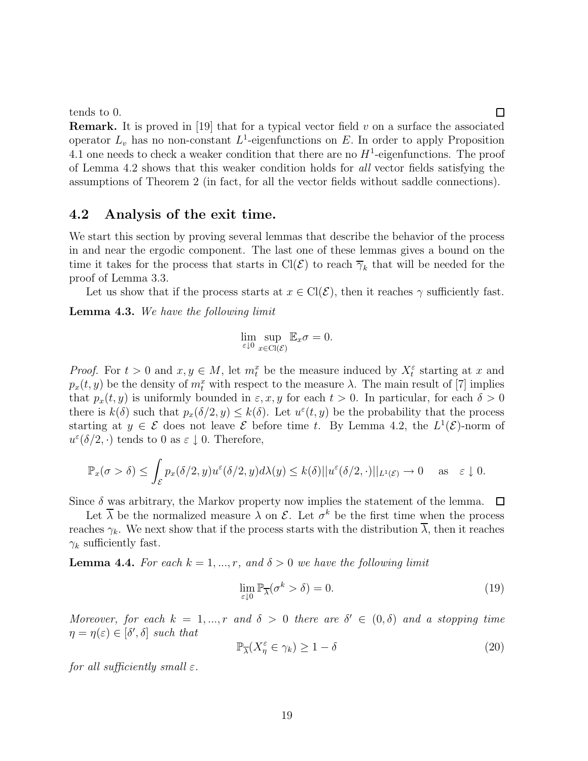tends to 0. $\square$

**Remark.** It is proved in [19] that for a typical vector field $v$ on a surface the associated operator $L_v$ has no non-constant $L^1$-eigenfunctions on $E$. In order to apply Proposition 4.1 one needs to check a weaker condition that there are no $H^1$-eigenfunctions. The proof of Lemma 4.2 shows that this weaker condition holds for *all* vector fields satisfying the assumptions of Theorem 2 (in fact, for all the vector fields without saddle connections).

## 4.2 Analysis of the exit time.

We start this section by proving several lemmas that describe the behavior of the process in and near the ergodic component. The last one of these lemmas gives a bound on the time it takes for the process that starts in $\mathrm{Cl}(\mathcal{E})$ to reach $\overline{\gamma}_k$ that will be needed for the proof of Lemma 3.3.

Let us show that if the process starts at $x \in \mathrm{Cl}(\mathcal{E})$, then it reaches $\gamma$ sufficiently fast.

**Lemma 4.3.** *We have the following limit*

$$\lim_{\varepsilon \downarrow 0} \sup_{x \in \mathrm{Cl}(\mathcal{E})} \mathbb{E}_x \sigma = 0.$$

*Proof.* For $t > 0$ and $x, y \in M$, let $m_t^x$ be the measure induced by $X_t^\varepsilon$ starting at $x$ and $p_x(t, y)$ be the density of $m_t^x$ with respect to the measure $\lambda$. The main result of [7] implies that $p_x(t, y)$ is uniformly bounded in $\varepsilon, x, y$ for each $t > 0$. In particular, for each $\delta > 0$ there is $k(\delta)$ such that $p_x(\delta/2, y) \le k(\delta)$. Let $u^\varepsilon(t, y)$ be the probability that the process starting at $y \in \mathcal{E}$ does not leave $\mathcal{E}$ before time $t$. By Lemma 4.2, the $L^1(\mathcal{E})$-norm of $u^\varepsilon(\delta/2, \cdot)$ tends to 0 as $\varepsilon \downarrow 0$. Therefore,

$$\mathbb{P}_x(\sigma > \delta) \le \int_{\mathcal{E}} p_x(\delta/2, y) u^\varepsilon(\delta/2, y) d\lambda(y) \le k(\delta) ||u^\varepsilon(\delta/2, \cdot)||_{L^1(\mathcal{E})} \to 0 \quad \text{as} \quad \varepsilon \downarrow 0.$$

Since $\delta$ was arbitrary, the Markov property now implies the statement of the lemma. $\square$

Let $\overline{\lambda}$ be the normalized measure $\lambda$ on $\mathcal{E}$. Let $\sigma^k$ be the first time when the process reaches $\gamma_k$. We next show that if the process starts with the distribution $\overline{\lambda}$, then it reaches $\gamma_k$ sufficiently fast.

**Lemma 4.4.** *For each $k = 1, ..., r$, and $\delta > 0$ we have the following limit*

$$\lim_{\varepsilon \downarrow 0} \mathbb{P}_{\overline{\lambda}}(\sigma^k > \delta) = 0. \tag{19}$$

*Moreover, for each $k = 1, ..., r$ and $\delta > 0$ there are $\delta' \in (0, \delta)$ and a stopping time $\eta = \eta(\varepsilon) \in [\delta', \delta]$ such that*

$$\mathbb{P}_{\overline{\lambda}}(X_\eta^\varepsilon \in \gamma_k) \ge 1 - \delta \tag{20}$$

*for all sufficiently small $\varepsilon$.*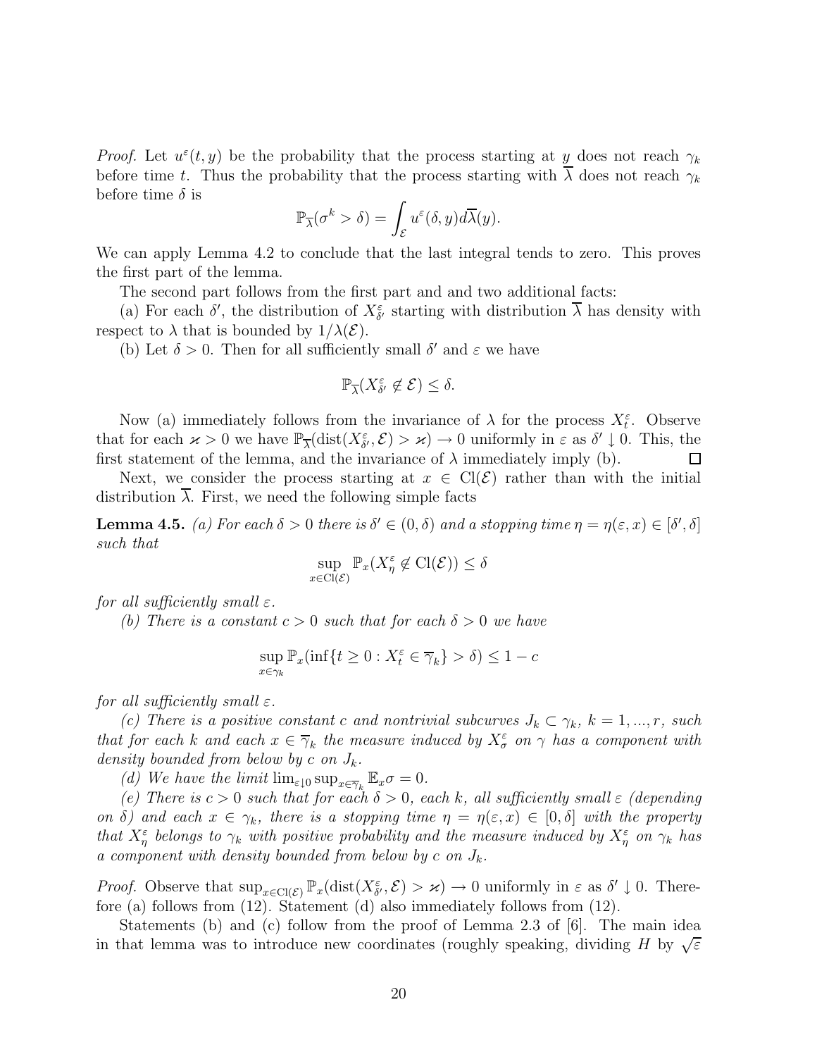*Proof.* Let $u^\varepsilon(t, y)$ be the probability that the process starting at $y$ does not reach $\gamma_k$ before time $t$. Thus the probability that the process starting with $\overline{\lambda}$ does not reach $\gamma_k$ before time $\delta$ is

$$\mathbb{P}_{\overline{\lambda}}(\sigma^k > \delta) = \int_{\mathcal{E}} u^\varepsilon(\delta, y) d\overline{\lambda}(y).$$

We can apply Lemma 4.2 to conclude that the last integral tends to zero. This proves the first part of the lemma.

The second part follows from the first part and and two additional facts:

(a) For each $\delta'$, the distribution of $X^\varepsilon_{\delta'}$ starting with distribution $\overline{\lambda}$ has density with respect to $\lambda$ that is bounded by $1/\lambda(\mathcal{E})$.

(b) Let $\delta > 0$. Then for all sufficiently small $\delta'$ and $\varepsilon$ we have

$$\mathbb{P}_{\overline{\lambda}}(X^\varepsilon_{\delta'} \notin \mathcal{E}) \leq \delta.$$

Now (a) immediately follows from the invariance of $\lambda$ for the process $X^\varepsilon_t$. Observe that for each $\varkappa > 0$ we have $\mathbb{P}_{\overline{\lambda}}(\mathrm{dist}(X^\varepsilon_{\delta'}, \mathcal{E}) > \varkappa) \to 0$ uniformly in $\varepsilon$ as $\delta' \downarrow 0$. This, the first statement of the lemma, and the invariance of $\lambda$ immediately imply (b). $\square$

Next, we consider the process starting at $x \in \mathrm{Cl}(\mathcal{E})$ rather than with the initial distribution $\overline{\lambda}$. First, we need the following simple facts

**Lemma 4.5.** *(a) For each $\delta > 0$ there is $\delta' \in (0, \delta)$ and a stopping time $\eta = \eta(\varepsilon, x) \in [\delta', \delta]$ such that*

$$\sup_{x \in \mathrm{Cl}(\mathcal{E})} \mathbb{P}_x(X^\varepsilon_\eta \notin \mathrm{Cl}(\mathcal{E})) \leq \delta$$

*for all sufficiently small $\varepsilon$.*

*(b) There is a constant $c > 0$ such that for each $\delta > 0$ we have*

$$\sup_{x \in \gamma_k} \mathbb{P}_x(\inf\{t \geq 0 : X^\varepsilon_t \in \overline{\gamma}_k\} > \delta) \leq 1 - c$$

*for all sufficiently small $\varepsilon$.*

*(c) There is a positive constant $c$ and nontrivial subcurves $J_k \subset \gamma_k$, $k = 1, ..., r$, such that for each $k$ and each $x \in \overline{\gamma}_k$ the measure induced by $X^\varepsilon_\sigma$ on $\gamma$ has a component with density bounded from below by $c$ on $J_k$.*

*(d) We have the limit $\lim_{\varepsilon \downarrow 0} \sup_{x \in \overline{\gamma}_k} \mathbb{E}_x \sigma = 0$.*

*(e) There is $c > 0$ such that for each $\delta > 0$, each $k$, all sufficiently small $\varepsilon$ (depending on $\delta$) and each $x \in \gamma_k$, there is a stopping time $\eta = \eta(\varepsilon, x) \in [0, \delta]$ with the property that $X^\varepsilon_\eta$ belongs to $\gamma_k$ with positive probability and the measure induced by $X^\varepsilon_\eta$ on $\gamma_k$ has a component with density bounded from below by $c$ on $J_k$.*

*Proof.* Observe that $\sup_{x \in \mathrm{Cl}(\mathcal{E})} \mathbb{P}_x(\mathrm{dist}(X^\varepsilon_{\delta'}, \mathcal{E}) > \varkappa) \to 0$ uniformly in $\varepsilon$ as $\delta' \downarrow 0$. Therefore (a) follows from (12). Statement (d) also immediately follows from (12).

Statements (b) and (c) follow from the proof of Lemma 2.3 of [6]. The main idea in that lemma was to introduce new coordinates (roughly speaking, dividing $H$ by $\sqrt{\varepsilon}$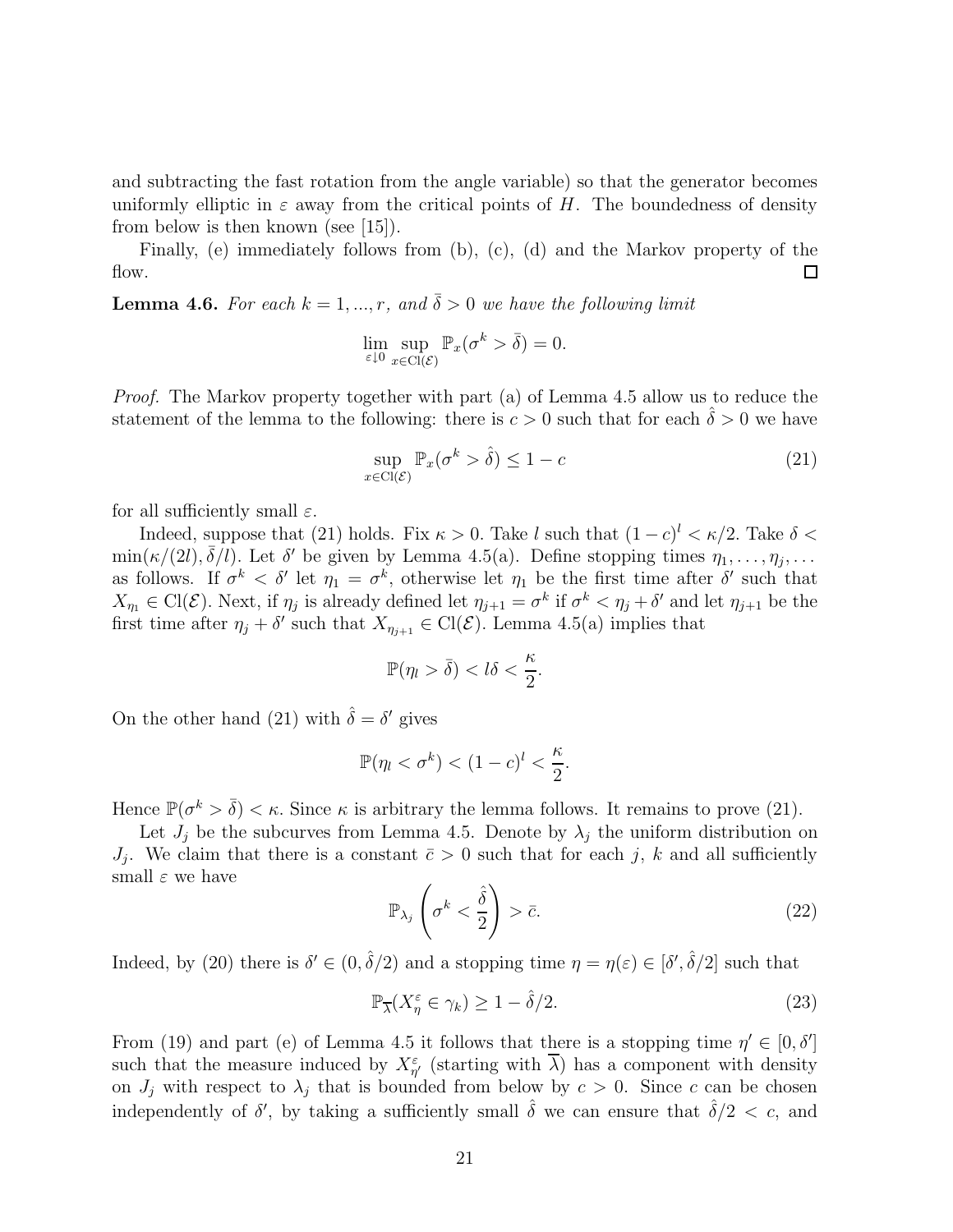and subtracting the fast rotation from the angle variable) so that the generator becomes uniformly elliptic in $\varepsilon$ away from the critical points of $H$. The boundedness of density from below is then known (see [15]).

Finally, (e) immediately follows from (b), (c), (d) and the Markov property of the flow. □

**Lemma 4.6.** *For each $k = 1, ..., r$, and $\bar{\delta} > 0$ we have the following limit*

$$\lim_{\varepsilon \downarrow 0} \sup_{x \in \mathrm{Cl}(\mathcal{E})} \mathbb{P}_x(\sigma^k > \bar{\delta}) = 0.$$

*Proof.* The Markov property together with part (a) of Lemma 4.5 allow us to reduce the statement of the lemma to the following: there is $c > 0$ such that for each $\hat{\delta} > 0$ we have

$$\sup_{x \in \mathrm{Cl}(\mathcal{E})} \mathbb{P}_x(\sigma^k > \hat{\delta}) \leq 1 - c \tag{21}$$

for all sufficiently small $\varepsilon$.

Indeed, suppose that (21) holds. Fix $\kappa > 0$. Take $l$ such that $(1-c)^l < \kappa/2$. Take $\delta < \min(\kappa/(2l), \bar{\delta}/l)$. Let $\delta'$ be given by Lemma 4.5(a). Define stopping times $\eta_1, \ldots, \eta_j, \ldots$ as follows. If $\sigma^k < \delta'$ let $\eta_1 = \sigma^k$, otherwise let $\eta_1$ be the first time after $\delta'$ such that $X_{\eta_1} \in \mathrm{Cl}(\mathcal{E})$. Next, if $\eta_j$ is already defined let $\eta_{j+1} = \sigma^k$ if $\sigma^k < \eta_j + \delta'$ and let $\eta_{j+1}$ be the first time after $\eta_j + \delta'$ such that $X_{\eta_{j+1}} \in \mathrm{Cl}(\mathcal{E})$. Lemma 4.5(a) implies that

$$\mathbb{P}(\eta_l > \bar{\delta}) < l\delta < \frac{\kappa}{2}.$$

On the other hand (21) with $\hat{\delta} = \delta'$ gives

$$\mathbb{P}(\eta_l < \sigma^k) < (1-c)^l < \frac{\kappa}{2}.$$

Hence $\mathbb{P}(\sigma^k > \bar{\delta}) < \kappa$. Since $\kappa$ is arbitrary the lemma follows. It remains to prove (21).

Let $J_j$ be the subcurves from Lemma 4.5. Denote by $\lambda_j$ the uniform distribution on $J_j$. We claim that there is a constant $\bar{c} > 0$ such that for each $j$, $k$ and all sufficiently small $\varepsilon$ we have

$$\mathbb{P}_{\lambda_j}\left(\sigma^k < \frac{\hat{\delta}}{2}\right) > \bar{c}. \tag{22}$$

Indeed, by (20) there is $\delta' \in (0, \hat{\delta}/2)$ and a stopping time $\eta = \eta(\varepsilon) \in [\delta', \hat{\delta}/2]$ such that

$$\mathbb{P}_{\overline{\lambda}}(X^\varepsilon_\eta \in \gamma_k) \geq 1 - \hat{\delta}/2. \tag{23}$$

From (19) and part (e) of Lemma 4.5 it follows that there is a stopping time $\eta' \in [0, \delta']$ such that the measure induced by $X^\varepsilon_{\eta'}$ (starting with $\overline{\lambda}$) has a component with density on $J_j$ with respect to $\lambda_j$ that is bounded from below by $c > 0$. Since $c$ can be chosen independently of $\delta'$, by taking a sufficiently small $\hat{\delta}$ we can ensure that $\hat{\delta}/2 < c$, and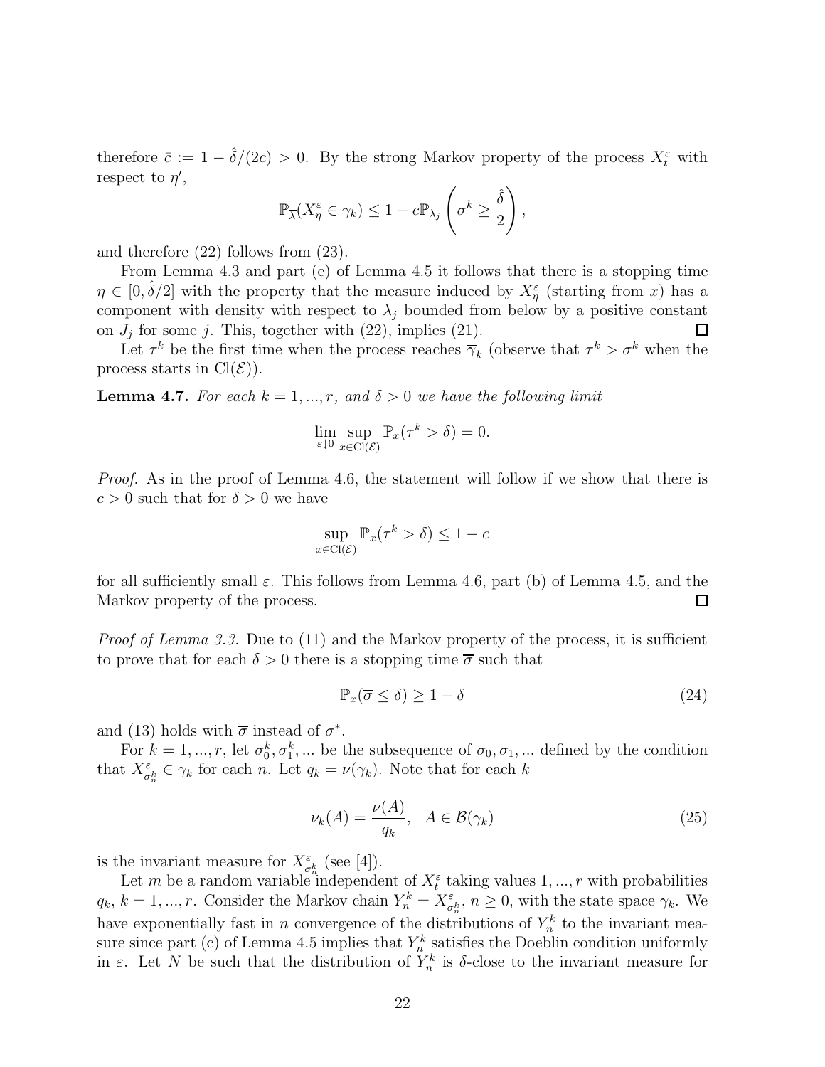therefore $\bar{c} := 1 - \hat{\delta}/(2c) > 0$. By the strong Markov property of the process $X^\varepsilon_t$ with respect to $\eta'$,

$$\mathbb{P}_{\overline{\lambda}}(X^\varepsilon_\eta \in \gamma_k) \leq 1 - c\mathbb{P}_{\lambda_j}\left(\sigma^k \geq \frac{\hat{\delta}}{2}\right),$$

and therefore (22) follows from (23).

From Lemma 4.3 and part (e) of Lemma 4.5 it follows that there is a stopping time $\eta \in [0, \hat{\delta}/2]$ with the property that the measure induced by $X^\varepsilon_\eta$ (starting from $x$) has a component with density with respect to $\lambda_j$ bounded from below by a positive constant on $J_j$ for some $j$. This, together with (22), implies (21). $\square$

Let $\tau^k$ be the first time when the process reaches $\overline{\gamma}_k$ (observe that $\tau^k > \sigma^k$ when the process starts in $\mathrm{Cl}(\mathcal{E})$).

**Lemma 4.7.** *For each $k = 1, ..., r$, and $\delta > 0$ we have the following limit*

$$\lim_{\varepsilon \downarrow 0} \sup_{x \in \mathrm{Cl}(\mathcal{E})} \mathbb{P}_x(\tau^k > \delta) = 0.$$

*Proof.* As in the proof of Lemma 4.6, the statement will follow if we show that there is $c > 0$ such that for $\delta > 0$ we have

$$\sup_{x \in \mathrm{Cl}(\mathcal{E})} \mathbb{P}_x(\tau^k > \delta) \leq 1 - c$$

for all sufficiently small $\varepsilon$. This follows from Lemma 4.6, part (b) of Lemma 4.5, and the Markov property of the process. $\square$

*Proof of Lemma 3.3.* Due to (11) and the Markov property of the process, it is sufficient to prove that for each $\delta > 0$ there is a stopping time $\overline{\sigma}$ such that

$$\mathbb{P}_x(\overline{\sigma} \leq \delta) \geq 1 - \delta \tag{24}$$

and (13) holds with $\overline{\sigma}$ instead of $\sigma^*$.

For $k = 1, ..., r$, let $\sigma^k_0, \sigma^k_1, ...$ be the subsequence of $\sigma_0, \sigma_1, ...$ defined by the condition that $X^\varepsilon_{\sigma^k_n} \in \gamma_k$ for each $n$. Let $q_k = \nu(\gamma_k)$. Note that for each $k$

$$\nu_k(A) = \frac{\nu(A)}{q_k}, \quad A \in \mathcal{B}(\gamma_k) \tag{25}$$

is the invariant measure for $X^\varepsilon_{\sigma^k_n}$ (see [4]).

Let $m$ be a random variable independent of $X^\varepsilon_t$ taking values $1, ..., r$ with probabilities $q_k$, $k = 1, ..., r$. Consider the Markov chain $Y^k_n = X^\varepsilon_{\sigma^k_n}$, $n \geq 0$, with the state space $\gamma_k$. We have exponentially fast in $n$ convergence of the distributions of $Y^k_n$ to the invariant measure since part (c) of Lemma 4.5 implies that $Y^k_n$ satisfies the Doeblin condition uniformly in $\varepsilon$. Let $N$ be such that the distribution of $Y^k_n$ is $\delta$-close to the invariant measure for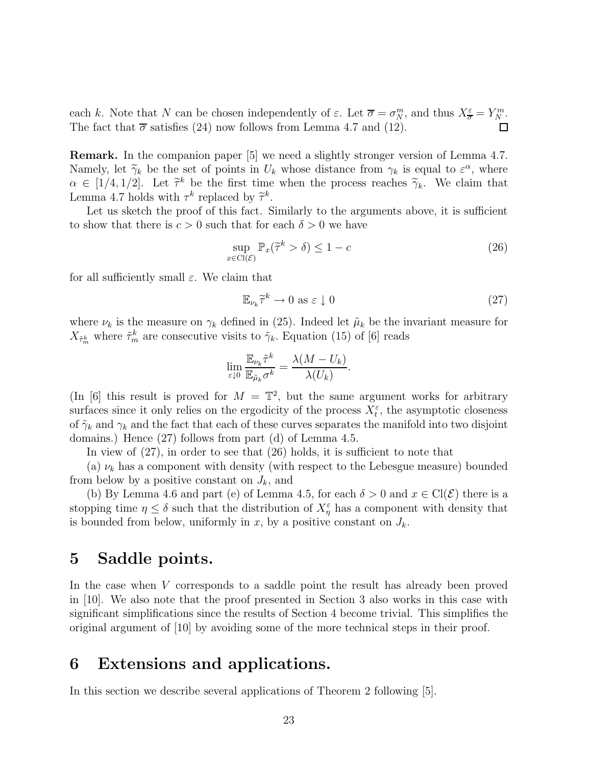each $k$. Note that $N$ can be chosen independently of $\varepsilon$. Let $\overline{\sigma} = \sigma_N^m$, and thus $X_{\overline{\sigma}}^{\varepsilon} = Y_N^m$. The fact that $\overline{\sigma}$ satisfies (24) now follows from Lemma 4.7 and (12). □

**Remark.** In the companion paper [5] we need a slightly stronger version of Lemma 4.7. Namely, let $\widetilde{\gamma}_k$ be the set of points in $U_k$ whose distance from $\gamma_k$ is equal to $\varepsilon^{\alpha}$, where $\alpha \in [1/4, 1/2]$. Let $\widetilde{\tau}^k$ be the first time when the process reaches $\widetilde{\gamma}_k$. We claim that Lemma 4.7 holds with $\tau^k$ replaced by $\widetilde{\tau}^k$.

Let us sketch the proof of this fact. Similarly to the arguments above, it is sufficient to show that there is $c > 0$ such that for each $\delta > 0$ we have

$$\sup_{x \in \mathrm{Cl}(\mathcal{E})} \mathbb{P}_x(\widetilde{\tau}^k > \delta) \leq 1 - c \tag{26}$$

for all sufficiently small $\varepsilon$. We claim that

$$\mathbb{E}_{\nu_k} \widetilde{\tau}^k \to 0 \text{ as } \varepsilon \downarrow 0 \tag{27}$$

where $\nu_k$ is the measure on $\gamma_k$ defined in (25). Indeed let $\tilde{\mu}_k$ be the invariant measure for $X_{\tilde{\tau}_m^k}$ where $\tilde{\tau}_m^k$ are consecutive visits to $\tilde{\gamma}_k$. Equation (15) of [6] reads

$$\lim_{\varepsilon \downarrow 0} \frac{\mathbb{E}_{\nu_k} \tilde{\tau}^k}{\mathbb{E}_{\tilde{\mu}_k} \sigma^k} = \frac{\lambda(M - U_k)}{\lambda(U_k)}.$$

(In [6] this result is proved for $M = \mathbb{T}^2$, but the same argument works for arbitrary surfaces since it only relies on the ergodicity of the process $X_t^{\varepsilon}$, the asymptotic closeness of $\tilde{\gamma}_k$ and $\gamma_k$ and the fact that each of these curves separates the manifold into two disjoint domains.) Hence (27) follows from part (d) of Lemma 4.5.

In view of (27), in order to see that (26) holds, it is sufficient to note that

(a) $\nu_k$ has a component with density (with respect to the Lebesgue measure) bounded from below by a positive constant on $J_k$, and

(b) By Lemma 4.6 and part (e) of Lemma 4.5, for each $\delta > 0$ and $x \in \mathrm{Cl}(\mathcal{E})$ there is a stopping time $\eta \leq \delta$ such that the distribution of $X_\eta^{\varepsilon}$ has a component with density that is bounded from below, uniformly in $x$, by a positive constant on $J_k$.

# 5 Saddle points.

In the case when $V$ corresponds to a saddle point the result has already been proved in [10]. We also note that the proof presented in Section 3 also works in this case with significant simplifications since the results of Section 4 become trivial. This simplifies the original argument of [10] by avoiding some of the more technical steps in their proof.

# 6 Extensions and applications.

In this section we describe several applications of Theorem 2 following [5].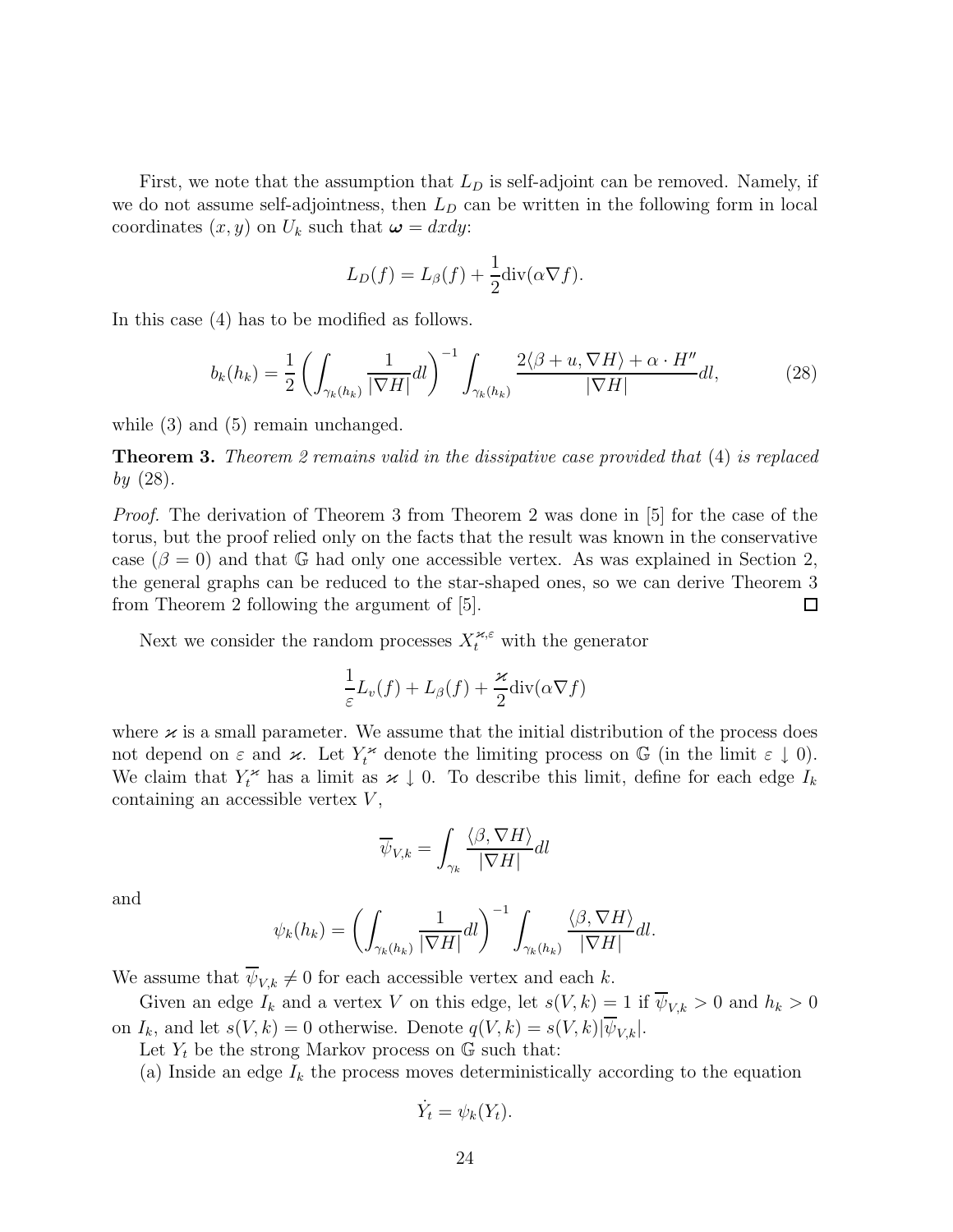First, we note that the assumption that $L_D$ is self-adjoint can be removed. Namely, if we do not assume self-adjointness, then $L_D$ can be written in the following form in local coordinates $(x, y)$ on $U_k$ such that $\boldsymbol{\omega} = dxdy$:

$$L_D(f) = L_\beta(f) + \frac{1}{2}\mathrm{div}(\alpha \nabla f).$$

In this case (4) has to be modified as follows.

$$b_k(h_k) = \frac{1}{2}\left(\int_{\gamma_k(h_k)} \frac{1}{|\nabla H|} dl\right)^{-1} \int_{\gamma_k(h_k)} \frac{2\langle \beta + u, \nabla H\rangle + \alpha \cdot H''}{|\nabla H|} dl, \tag{28}$$

while (3) and (5) remain unchanged.

**Theorem 3.** *Theorem 2 remains valid in the dissipative case provided that* (4) *is replaced by* (28).

*Proof.* The derivation of Theorem 3 from Theorem 2 was done in [5] for the case of the torus, but the proof relied only on the facts that the result was known in the conservative case ($\beta = 0$) and that $\mathbb{G}$ had only one accessible vertex. As was explained in Section 2, the general graphs can be reduced to the star-shaped ones, so we can derive Theorem 3 from Theorem 2 following the argument of [5]. $\square$

Next we consider the random processes $X_t^{\varkappa,\varepsilon}$ with the generator

$$\frac{1}{\varepsilon}L_v(f) + L_\beta(f) + \frac{\varkappa}{2}\mathrm{div}(\alpha \nabla f)$$

where $\varkappa$ is a small parameter. We assume that the initial distribution of the process does not depend on $\varepsilon$ and $\varkappa$. Let $Y_t^\varkappa$ denote the limiting process on $\mathbb{G}$ (in the limit $\varepsilon \downarrow 0$). We claim that $Y_t^\varkappa$ has a limit as $\varkappa \downarrow 0$. To describe this limit, define for each edge $I_k$ containing an accessible vertex $V$,

$$\overline{\psi}_{V,k} = \int_{\gamma_k} \frac{\langle \beta, \nabla H\rangle}{|\nabla H|} dl$$

and

$$\psi_k(h_k) = \left(\int_{\gamma_k(h_k)} \frac{1}{|\nabla H|} dl\right)^{-1} \int_{\gamma_k(h_k)} \frac{\langle \beta, \nabla H\rangle}{|\nabla H|} dl.$$

We assume that $\overline{\psi}_{V,k} \neq 0$ for each accessible vertex and each $k$.

Given an edge $I_k$ and a vertex $V$ on this edge, let $s(V, k) = 1$ if $\overline{\psi}_{V,k} > 0$ and $h_k > 0$ on $I_k$, and let $s(V, k) = 0$ otherwise. Denote $q(V, k) = s(V, k)|\overline{\psi}_{V,k}|$.

Let $Y_t$ be the strong Markov process on $\mathbb{G}$ such that:

(a) Inside an edge $I_k$ the process moves deterministically according to the equation

$$\dot{Y}_t = \psi_k(Y_t).$$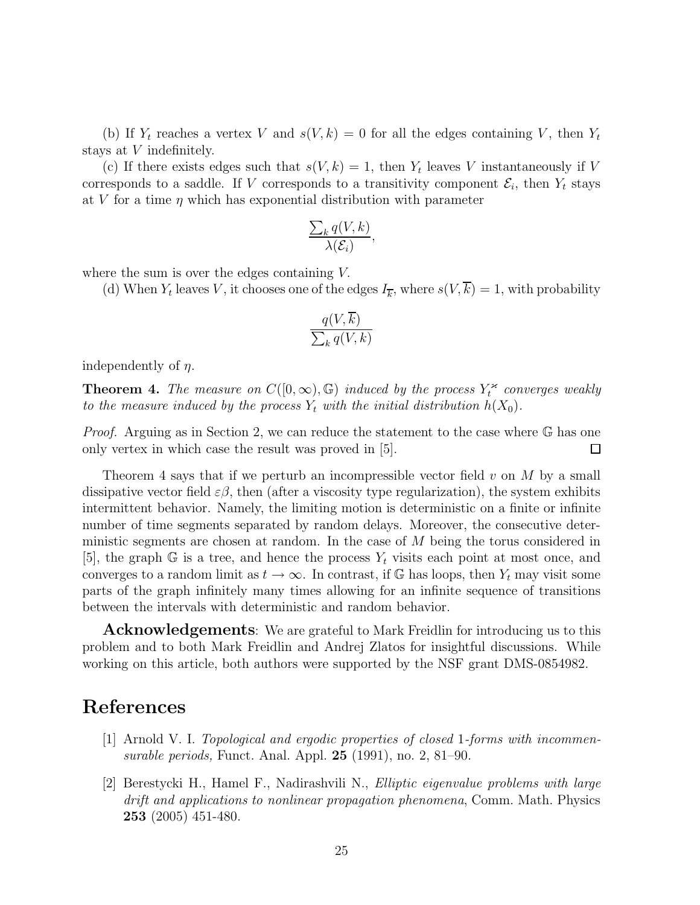(b) If $Y_t$ reaches a vertex $V$ and $s(V, k) = 0$ for all the edges containing $V$, then $Y_t$ stays at $V$ indefinitely.

(c) If there exists edges such that $s(V, k) = 1$, then $Y_t$ leaves $V$ instantaneously if $V$ corresponds to a saddle. If $V$ corresponds to a transitivity component $\mathcal{E}_i$, then $Y_t$ stays at $V$ for a time $\eta$ which has exponential distribution with parameter

$$\frac{\sum_k q(V, k)}{\lambda(\mathcal{E}_i)},$$

where the sum is over the edges containing $V$.

(d) When $Y_t$ leaves $V$, it chooses one of the edges $I_{\overline{k}}$, where $s(V, \overline{k}) = 1$, with probability

$$\frac{q(V, \overline{k})}{\sum_k q(V, k)}$$

independently of $\eta$.

**Theorem 4.** *The measure on $C([0, \infty), \mathbb{G})$ induced by the process $Y_t^{\varkappa}$ converges weakly to the measure induced by the process $Y_t$ with the initial distribution $h(X_0)$.*

*Proof.* Arguing as in Section 2, we can reduce the statement to the case where $\mathbb{G}$ has one only vertex in which case the result was proved in [5]. □

Theorem 4 says that if we perturb an incompressible vector field $v$ on $M$ by a small dissipative vector field $\varepsilon\beta$, then (after a viscosity type regularization), the system exhibits intermittent behavior. Namely, the limiting motion is deterministic on a finite or infinite number of time segments separated by random delays. Moreover, the consecutive deterministic segments are chosen at random. In the case of $M$ being the torus considered in [5], the graph $\mathbb{G}$ is a tree, and hence the process $Y_t$ visits each point at most once, and converges to a random limit as $t \to \infty$. In contrast, if $\mathbb{G}$ has loops, then $Y_t$ may visit some parts of the graph infinitely many times allowing for an infinite sequence of transitions between the intervals with deterministic and random behavior.

**Acknowledgements**: We are grateful to Mark Freidlin for introducing us to this problem and to both Mark Freidlin and Andrej Zlatos for insightful discussions. While working on this article, both authors were supported by the NSF grant DMS-0854982.

# References

[1] Arnold V. I. *Topological and ergodic properties of closed* 1*-forms with incommensurable periods,* Funct. Anal. Appl. **25** (1991), no. 2, 81–90.

[2] Berestycki H., Hamel F., Nadirashvili N., *Elliptic eigenvalue problems with large drift and applications to nonlinear propagation phenomena*, Comm. Math. Physics **253** (2005) 451-480.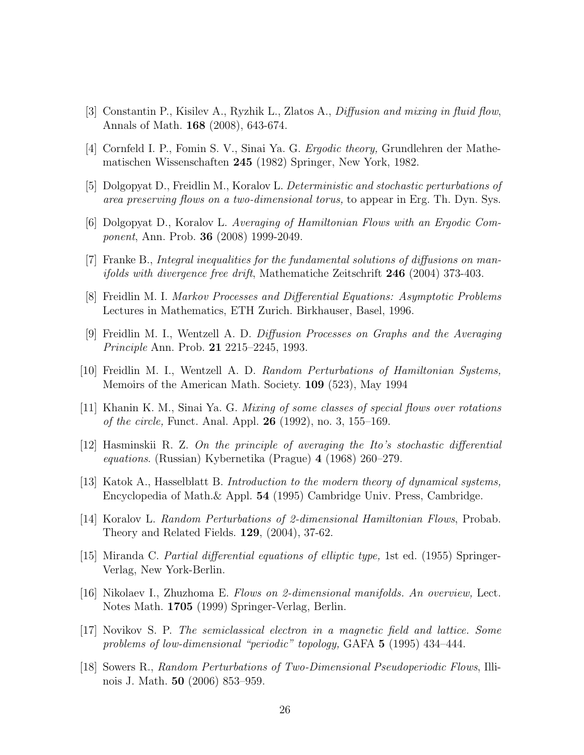[3] Constantin P., Kisilev A., Ryzhik L., Zlatos A., *Diffusion and mixing in fluid flow*, Annals of Math. **168** (2008), 643-674.

[4] Cornfeld I. P., Fomin S. V., Sinai Ya. G. *Ergodic theory,* Grundlehren der Mathematischen Wissenschaften **245** (1982) Springer, New York, 1982.

[5] Dolgopyat D., Freidlin M., Koralov L. *Deterministic and stochastic perturbations of area preserving flows on a two-dimensional torus,* to appear in Erg. Th. Dyn. Sys.

[6] Dolgopyat D., Koralov L. *Averaging of Hamiltonian Flows with an Ergodic Component*, Ann. Prob. **36** (2008) 1999-2049.

[7] Franke B., *Integral inequalities for the fundamental solutions of diffusions on manifolds with divergence free drift*, Mathematiche Zeitschrift **246** (2004) 373-403.

[8] Freidlin M. I. *Markov Processes and Differential Equations: Asymptotic Problems* Lectures in Mathematics, ETH Zurich. Birkhauser, Basel, 1996.

[9] Freidlin M. I., Wentzell A. D. *Diffusion Processes on Graphs and the Averaging Principle* Ann. Prob. **21** 2215–2245, 1993.

[10] Freidlin M. I., Wentzell A. D. *Random Perturbations of Hamiltonian Systems,* Memoirs of the American Math. Society. **109** (523), May 1994

[11] Khanin K. M., Sinai Ya. G. *Mixing of some classes of special flows over rotations of the circle,* Funct. Anal. Appl. **26** (1992), no. 3, 155–169.

[12] Hasminskii R. Z. *On the principle of averaging the Ito's stochastic differential equations*. (Russian) Kybernetika (Prague) **4** (1968) 260–279.

[13] Katok A., Hasselblatt B. *Introduction to the modern theory of dynamical systems,* Encyclopedia of Math.& Appl. **54** (1995) Cambridge Univ. Press, Cambridge.

[14] Koralov L. *Random Perturbations of 2-dimensional Hamiltonian Flows*, Probab. Theory and Related Fields. **129**, (2004), 37-62.

[15] Miranda C. *Partial differential equations of elliptic type,* 1st ed. (1955) Springer-Verlag, New York-Berlin.

[16] Nikolaev I., Zhuzhoma E. *Flows on 2-dimensional manifolds. An overview,* Lect. Notes Math. **1705** (1999) Springer-Verlag, Berlin.

[17] Novikov S. P. *The semiclassical electron in a magnetic field and lattice. Some problems of low-dimensional "periodic" topology,* GAFA **5** (1995) 434–444.

[18] Sowers R., *Random Perturbations of Two-Dimensional Pseudoperiodic Flows*, Illinois J. Math. **50** (2006) 853–959.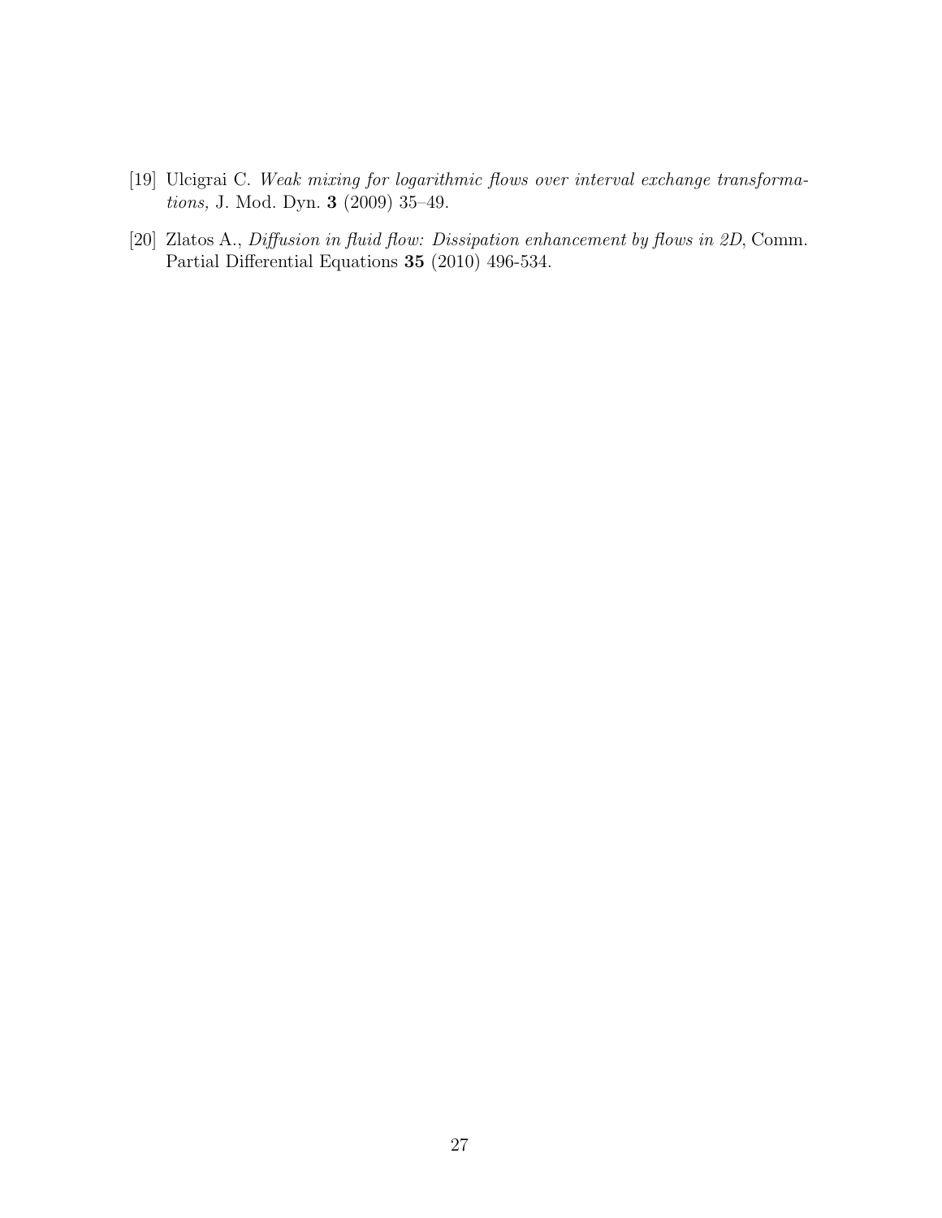[19] Ulcigrai C. *Weak mixing for logarithmic flows over interval exchange transformations,* J. Mod. Dyn. **3** (2009) 35–49.

[20] Zlatos A., *Diffusion in fluid flow: Dissipation enhancement by flows in 2D*, Comm. Partial Differential Equations **35** (2010) 496-534.